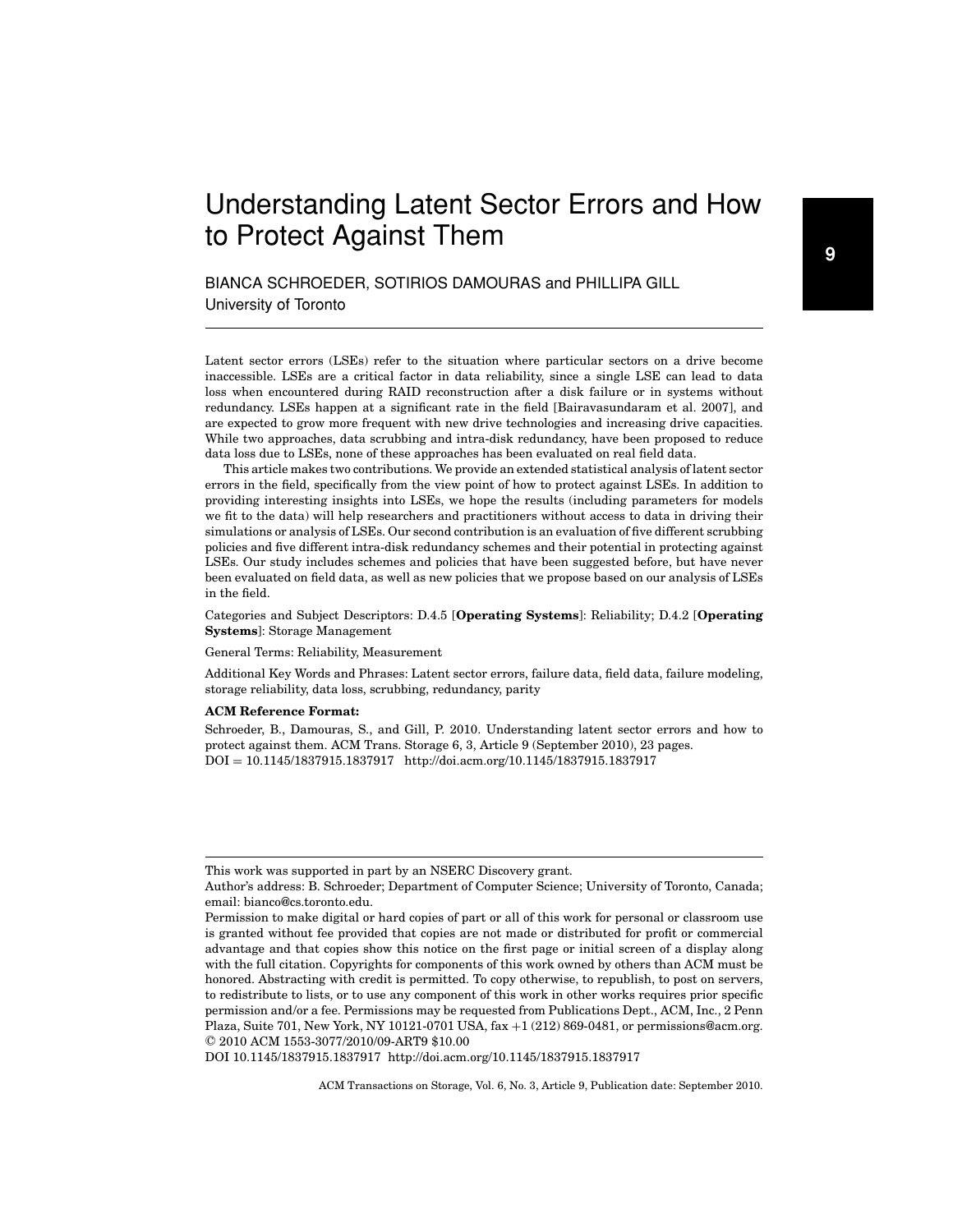# Understanding Latent Sector Errors and How to Protect Against Them

BIANCA SCHROEDER, SOTIRIOS DAMOURAS and PHILLIPA GILL
University of Toronto

Latent sector errors (LSEs) refer to the situation where particular sectors on a drive become inaccessible. LSEs are a critical factor in data reliability, since a single LSE can lead to data loss when encountered during RAID reconstruction after a disk failure or in systems without redundancy. LSEs happen at a significant rate in the field [Bairavasundaram et al. 2007], and are expected to grow more frequent with new drive technologies and increasing drive capacities. While two approaches, data scrubbing and intra-disk redundancy, have been proposed to reduce data loss due to LSEs, none of these approaches has been evaluated on real field data.

This article makes two contributions. We provide an extended statistical analysis of latent sector errors in the field, specifically from the view point of how to protect against LSEs. In addition to providing interesting insights into LSEs, we hope the results (including parameters for models we fit to the data) will help researchers and practitioners without access to data in driving their simulations or analysis of LSEs. Our second contribution is an evaluation of five different scrubbing policies and five different intra-disk redundancy schemes and their potential in protecting against LSEs. Our study includes schemes and policies that have been suggested before, but have never been evaluated on field data, as well as new policies that we propose based on our analysis of LSEs in the field.

Categories and Subject Descriptors: D.4.5 [**Operating Systems**]: Reliability; D.4.2 [**Operating Systems**]: Storage Management

General Terms: Reliability, Measurement

Additional Key Words and Phrases: Latent sector errors, failure data, field data, failure modeling, storage reliability, data loss, scrubbing, redundancy, parity

**ACM Reference Format:**

Schroeder, B., Damouras, S., and Gill, P. 2010. Understanding latent sector errors and how to protect against them. ACM Trans. Storage 6, 3, Article 9 (September 2010), 23 pages.
DOI = 10.1145/1837915.1837917 http://doi.acm.org/10.1145/1837915.1837917

---

This work was supported in part by an NSERC Discovery grant.

Author's address: B. Schroeder; Department of Computer Science; University of Toronto, Canada; email: bianco@cs.toronto.edu.

Permission to make digital or hard copies of part or all of this work for personal or classroom use is granted without fee provided that copies are not made or distributed for profit or commercial advantage and that copies show this notice on the first page or initial screen of a display along with the full citation. Copyrights for components of this work owned by others than ACM must be honored. Abstracting with credit is permitted. To copy otherwise, to republish, to post on servers, to redistribute to lists, or to use any component of this work in other works requires prior specific permission and/or a fee. Permissions may be requested from Publications Dept., ACM, Inc., 2 Penn Plaza, Suite 701, New York, NY 10121-0701 USA, fax +1 (212) 869-0481, or permissions@acm.org.
© 2010 ACM 1553-3077/2010/09-ART9 $10.00

DOI 10.1145/1837915.1837917 http://doi.acm.org/10.1145/1837915.1837917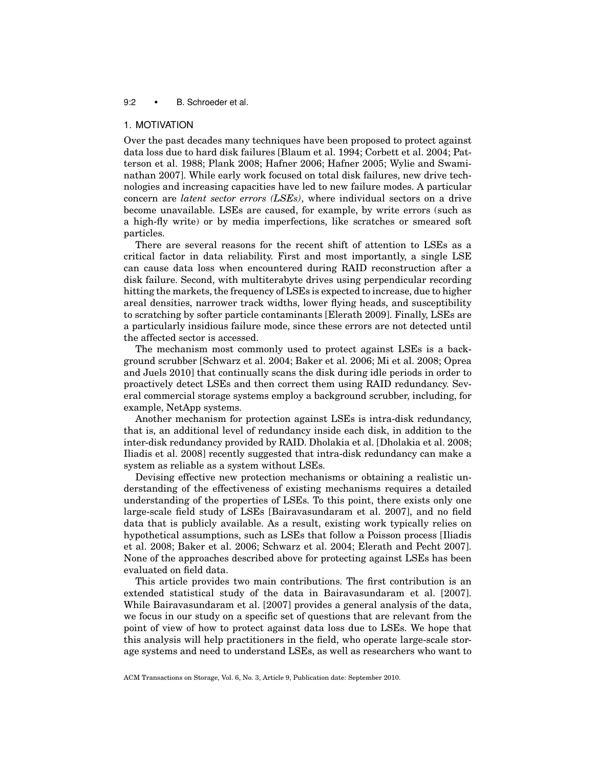## 1. MOTIVATION

Over the past decades many techniques have been proposed to protect against data loss due to hard disk failures [Blaum et al. 1994; Corbett et al. 2004; Patterson et al. 1988; Plank 2008; Hafner 2006; Hafner 2005; Wylie and Swaminathan 2007]. While early work focused on total disk failures, new drive technologies and increasing capacities have led to new failure modes. A particular concern are *latent sector errors (LSEs)*, where individual sectors on a drive become unavailable. LSEs are caused, for example, by write errors (such as a high-fly write) or by media imperfections, like scratches or smeared soft particles.

There are several reasons for the recent shift of attention to LSEs as a critical factor in data reliability. First and most importantly, a single LSE can cause data loss when encountered during RAID reconstruction after a disk failure. Second, with multiterabyte drives using perpendicular recording hitting the markets, the frequency of LSEs is expected to increase, due to higher areal densities, narrower track widths, lower flying heads, and susceptibility to scratching by softer particle contaminants [Elerath 2009]. Finally, LSEs are a particularly insidious failure mode, since these errors are not detected until the affected sector is accessed.

The mechanism most commonly used to protect against LSEs is a background scrubber [Schwarz et al. 2004; Baker et al. 2006; Mi et al. 2008; Oprea and Juels 2010] that continually scans the disk during idle periods in order to proactively detect LSEs and then correct them using RAID redundancy. Several commercial storage systems employ a background scrubber, including, for example, NetApp systems.

Another mechanism for protection against LSEs is intra-disk redundancy, that is, an additional level of redundancy inside each disk, in addition to the inter-disk redundancy provided by RAID. Dholakia et al. [Dholakia et al. 2008; Iliadis et al. 2008] recently suggested that intra-disk redundancy can make a system as reliable as a system without LSEs.

Devising effective new protection mechanisms or obtaining a realistic understanding of the effectiveness of existing mechanisms requires a detailed understanding of the properties of LSEs. To this point, there exists only one large-scale field study of LSEs [Bairavasundaram et al. 2007], and no field data that is publicly available. As a result, existing work typically relies on hypothetical assumptions, such as LSEs that follow a Poisson process [Iliadis et al. 2008; Baker et al. 2006; Schwarz et al. 2004; Elerath and Pecht 2007]. None of the approaches described above for protecting against LSEs has been evaluated on field data.

This article provides two main contributions. The first contribution is an extended statistical study of the data in Bairavasundaram et al. [2007]. While Bairavasundaram et al. [2007] provides a general analysis of the data, we focus in our study on a specific set of questions that are relevant from the point of view of how to protect against data loss due to LSEs. We hope that this analysis will help practitioners in the field, who operate large-scale storage systems and need to understand LSEs, as well as researchers who want to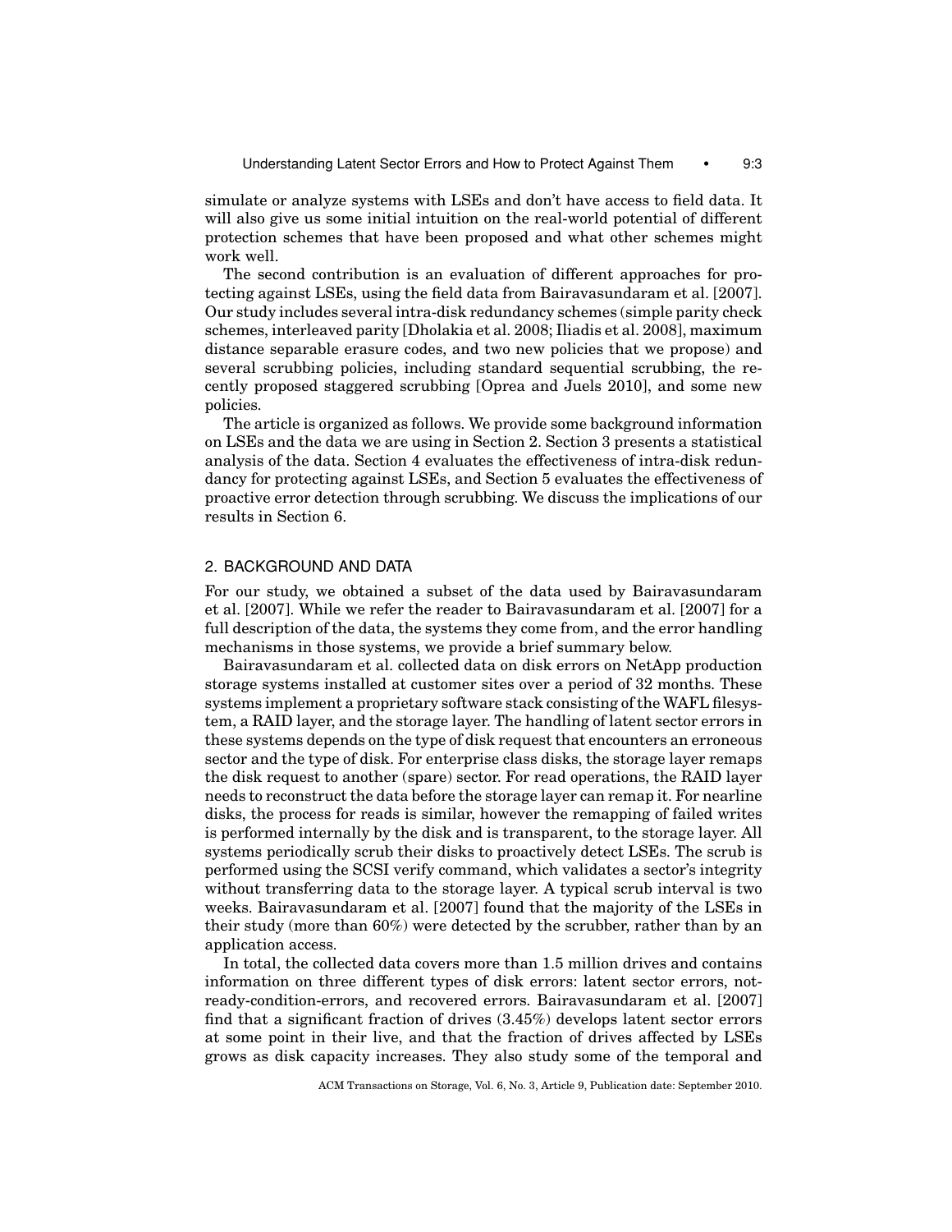simulate or analyze systems with LSEs and don't have access to field data. It will also give us some initial intuition on the real-world potential of different protection schemes that have been proposed and what other schemes might work well.

The second contribution is an evaluation of different approaches for protecting against LSEs, using the field data from Bairavasundaram et al. [2007]. Our study includes several intra-disk redundancy schemes (simple parity check schemes, interleaved parity [Dholakia et al. 2008; Iliadis et al. 2008], maximum distance separable erasure codes, and two new policies that we propose) and several scrubbing policies, including standard sequential scrubbing, the recently proposed staggered scrubbing [Oprea and Juels 2010], and some new policies.

The article is organized as follows. We provide some background information on LSEs and the data we are using in Section 2. Section 3 presents a statistical analysis of the data. Section 4 evaluates the effectiveness of intra-disk redundancy for protecting against LSEs, and Section 5 evaluates the effectiveness of proactive error detection through scrubbing. We discuss the implications of our results in Section 6.

## 2. BACKGROUND AND DATA

For our study, we obtained a subset of the data used by Bairavasundaram et al. [2007]. While we refer the reader to Bairavasundaram et al. [2007] for a full description of the data, the systems they come from, and the error handling mechanisms in those systems, we provide a brief summary below.

Bairavasundaram et al. collected data on disk errors on NetApp production storage systems installed at customer sites over a period of 32 months. These systems implement a proprietary software stack consisting of the WAFL filesystem, a RAID layer, and the storage layer. The handling of latent sector errors in these systems depends on the type of disk request that encounters an erroneous sector and the type of disk. For enterprise class disks, the storage layer remaps the disk request to another (spare) sector. For read operations, the RAID layer needs to reconstruct the data before the storage layer can remap it. For nearline disks, the process for reads is similar, however the remapping of failed writes is performed internally by the disk and is transparent, to the storage layer. All systems periodically scrub their disks to proactively detect LSEs. The scrub is performed using the SCSI verify command, which validates a sector's integrity without transferring data to the storage layer. A typical scrub interval is two weeks. Bairavasundaram et al. [2007] found that the majority of the LSEs in their study (more than 60%) were detected by the scrubber, rather than by an application access.

In total, the collected data covers more than 1.5 million drives and contains information on three different types of disk errors: latent sector errors, not-ready-condition-errors, and recovered errors. Bairavasundaram et al. [2007] find that a significant fraction of drives (3.45%) develops latent sector errors at some point in their live, and that the fraction of drives affected by LSEs grows as disk capacity increases. They also study some of the temporal and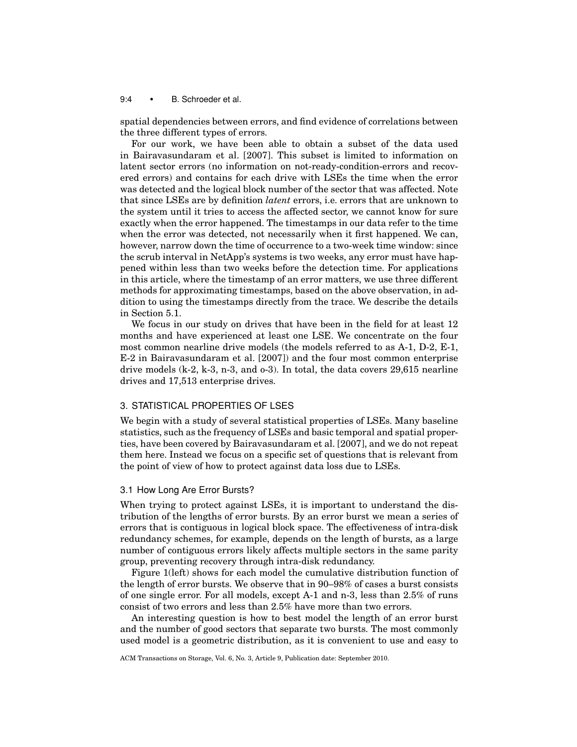spatial dependencies between errors, and find evidence of correlations between the three different types of errors.

For our work, we have been able to obtain a subset of the data used in Bairavasundaram et al. [2007]. This subset is limited to information on latent sector errors (no information on not-ready-condition-errors and recovered errors) and contains for each drive with LSEs the time when the error was detected and the logical block number of the sector that was affected. Note that since LSEs are by definition *latent* errors, i.e. errors that are unknown to the system until it tries to access the affected sector, we cannot know for sure exactly when the error happened. The timestamps in our data refer to the time when the error was detected, not necessarily when it first happened. We can, however, narrow down the time of occurrence to a two-week time window: since the scrub interval in NetApp's systems is two weeks, any error must have happened within less than two weeks before the detection time. For applications in this article, where the timestamp of an error matters, we use three different methods for approximating timestamps, based on the above observation, in addition to using the timestamps directly from the trace. We describe the details in Section 5.1.

We focus in our study on drives that have been in the field for at least 12 months and have experienced at least one LSE. We concentrate on the four most common nearline drive models (the models referred to as A-1, D-2, E-1, E-2 in Bairavasundaram et al. [2007]) and the four most common enterprise drive models (k-2, k-3, n-3, and o-3). In total, the data covers 29,615 nearline drives and 17,513 enterprise drives.

## 3. STATISTICAL PROPERTIES OF LSES

We begin with a study of several statistical properties of LSEs. Many baseline statistics, such as the frequency of LSEs and basic temporal and spatial properties, have been covered by Bairavasundaram et al. [2007], and we do not repeat them here. Instead we focus on a specific set of questions that is relevant from the point of view of how to protect against data loss due to LSEs.

### 3.1 How Long Are Error Bursts?

When trying to protect against LSEs, it is important to understand the distribution of the lengths of error bursts. By an error burst we mean a series of errors that is contiguous in logical block space. The effectiveness of intra-disk redundancy schemes, for example, depends on the length of bursts, as a large number of contiguous errors likely affects multiple sectors in the same parity group, preventing recovery through intra-disk redundancy.

Figure 1(left) shows for each model the cumulative distribution function of the length of error bursts. We observe that in 90–98% of cases a burst consists of one single error. For all models, except A-1 and n-3, less than 2.5% of runs consist of two errors and less than 2.5% have more than two errors.

An interesting question is how to best model the length of an error burst and the number of good sectors that separate two bursts. The most commonly used model is a geometric distribution, as it is convenient to use and easy to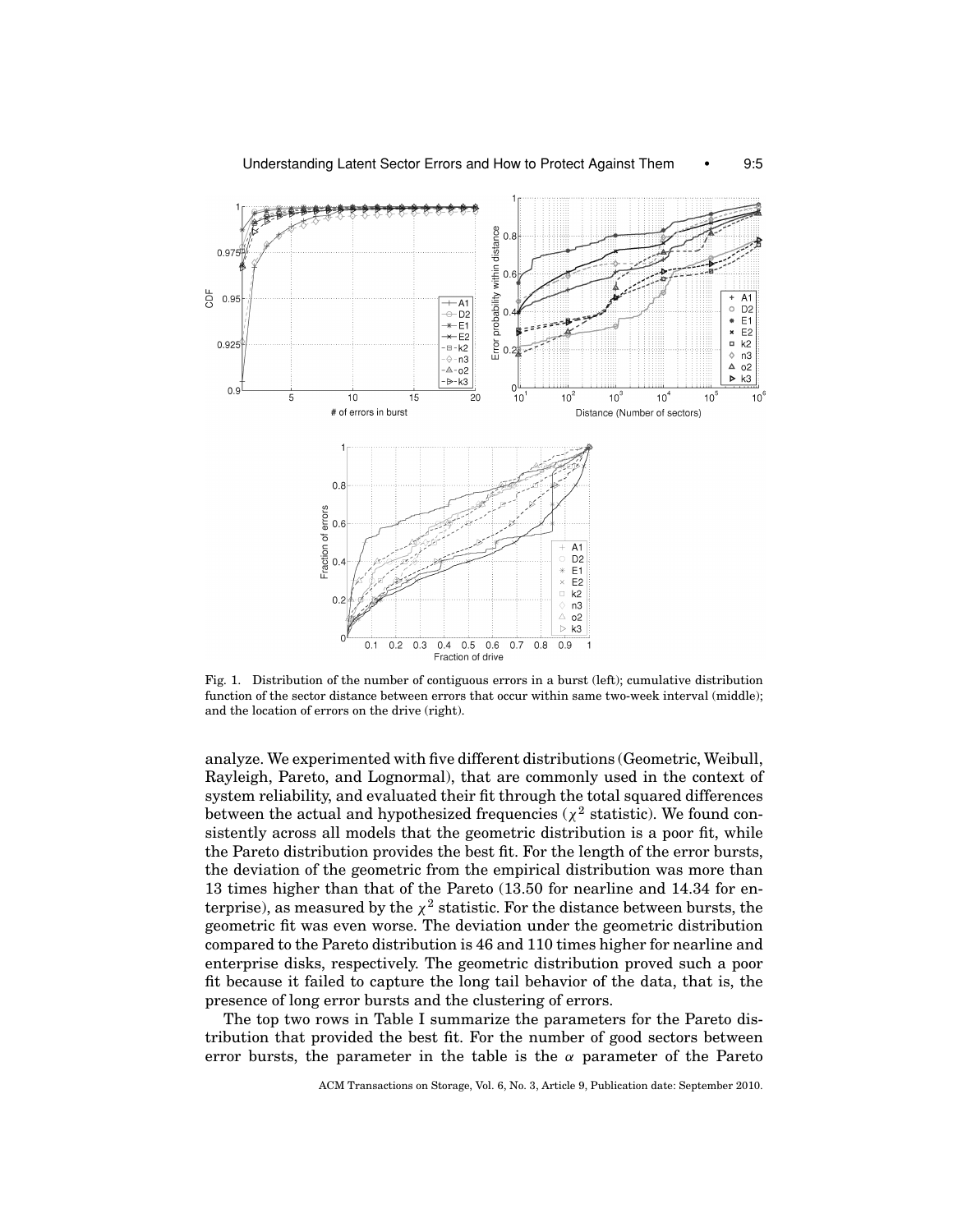Fig. 1. Distribution of the number of contiguous errors in a burst (left); cumulative distribution function of the sector distance between errors that occur within same two-week interval (middle); and the location of errors on the drive (right).

analyze. We experimented with five different distributions (Geometric, Weibull, Rayleigh, Pareto, and Lognormal), that are commonly used in the context of system reliability, and evaluated their fit through the total squared differences between the actual and hypothesized frequencies ($\chi^2$ statistic). We found consistently across all models that the geometric distribution is a poor fit, while the Pareto distribution provides the best fit. For the length of the error bursts, the deviation of the geometric from the empirical distribution was more than 13 times higher than that of the Pareto (13.50 for nearline and 14.34 for enterprise), as measured by the $\chi^2$ statistic. For the distance between bursts, the geometric fit was even worse. The deviation under the geometric distribution compared to the Pareto distribution is 46 and 110 times higher for nearline and enterprise disks, respectively. The geometric distribution proved such a poor fit because it failed to capture the long tail behavior of the data, that is, the presence of long error bursts and the clustering of errors.

The top two rows in Table I summarize the parameters for the Pareto distribution that provided the best fit. For the number of good sectors between error bursts, the parameter in the table is the $\alpha$ parameter of the Pareto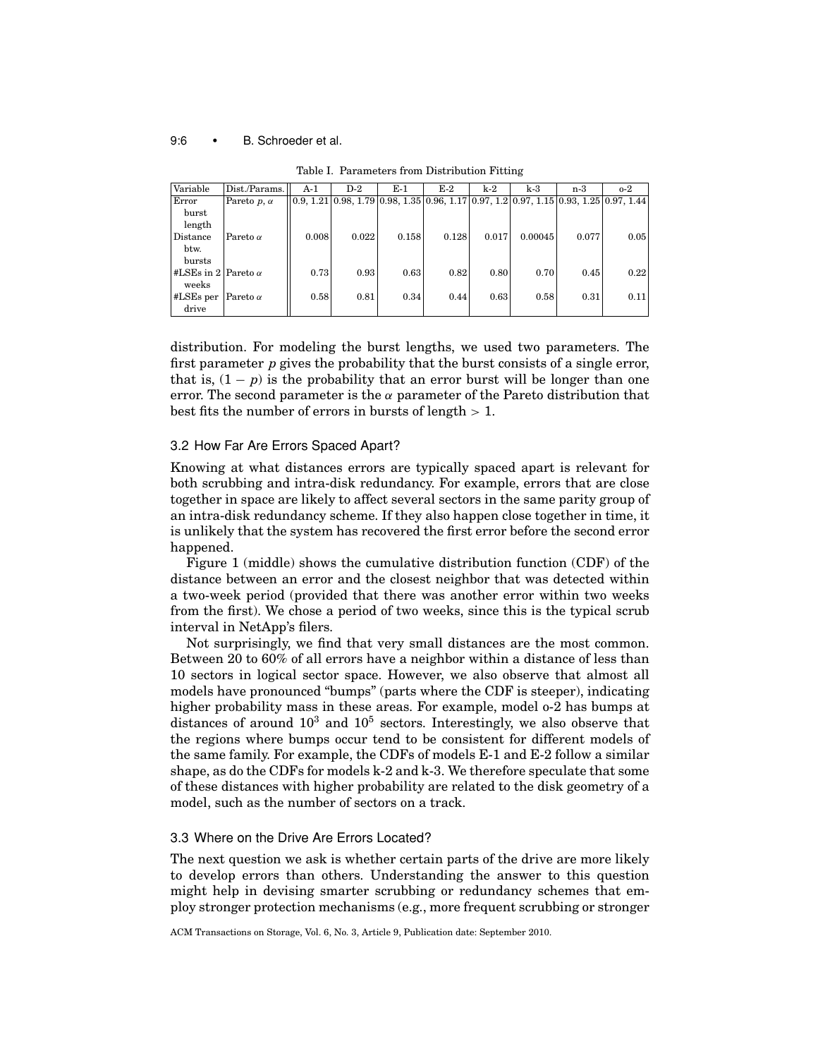Table I. Parameters from Distribution Fitting

| Variable | Dist./Params. | A-1 | D-2 | E-1 | E-2 | k-2 | k-3 | n-3 | o-2 |
|---|---|---|---|---|---|---|---|---|---|
| Error burst length | Pareto $p$, $\alpha$ | 0.9, 1.21 | 0.98, 1.79 | 0.98, 1.35 | 0.96, 1.17 | 0.97, 1.2 | 0.97, 1.15 | 0.93, 1.25 | 0.97, 1.44 |
| Distance btw. bursts | Pareto $\alpha$ | 0.008 | 0.022 | 0.158 | 0.128 | 0.017 | 0.00045 | 0.077 | 0.05 |
| #LSEs in 2 weeks | Pareto $\alpha$ | 0.73 | 0.93 | 0.63 | 0.82 | 0.80 | 0.70 | 0.45 | 0.22 |
| #LSEs per drive | Pareto $\alpha$ | 0.58 | 0.81 | 0.34 | 0.44 | 0.63 | 0.58 | 0.31 | 0.11 |

distribution. For modeling the burst lengths, we used two parameters. The first parameter $p$ gives the probability that the burst consists of a single error, that is, $(1 - p)$ is the probability that an error burst will be longer than one error. The second parameter is the $\alpha$ parameter of the Pareto distribution that best fits the number of errors in bursts of length $> 1$.

### 3.2 How Far Are Errors Spaced Apart?

Knowing at what distances errors are typically spaced apart is relevant for both scrubbing and intra-disk redundancy. For example, errors that are close together in space are likely to affect several sectors in the same parity group of an intra-disk redundancy scheme. If they also happen close together in time, it is unlikely that the system has recovered the first error before the second error happened.

Figure 1 (middle) shows the cumulative distribution function (CDF) of the distance between an error and the closest neighbor that was detected within a two-week period (provided that there was another error within two weeks from the first). We chose a period of two weeks, since this is the typical scrub interval in NetApp's filers.

Not surprisingly, we find that very small distances are the most common. Between 20 to 60% of all errors have a neighbor within a distance of less than 10 sectors in logical sector space. However, we also observe that almost all models have pronounced "bumps" (parts where the CDF is steeper), indicating higher probability mass in these areas. For example, model o-2 has bumps at distances of around $10^3$ and $10^5$ sectors. Interestingly, we also observe that the regions where bumps occur tend to be consistent for different models of the same family. For example, the CDFs of models E-1 and E-2 follow a similar shape, as do the CDFs for models k-2 and k-3. We therefore speculate that some of these distances with higher probability are related to the disk geometry of a model, such as the number of sectors on a track.

### 3.3 Where on the Drive Are Errors Located?

The next question we ask is whether certain parts of the drive are more likely to develop errors than others. Understanding the answer to this question might help in devising smarter scrubbing or redundancy schemes that employ stronger protection mechanisms (e.g., more frequent scrubbing or stronger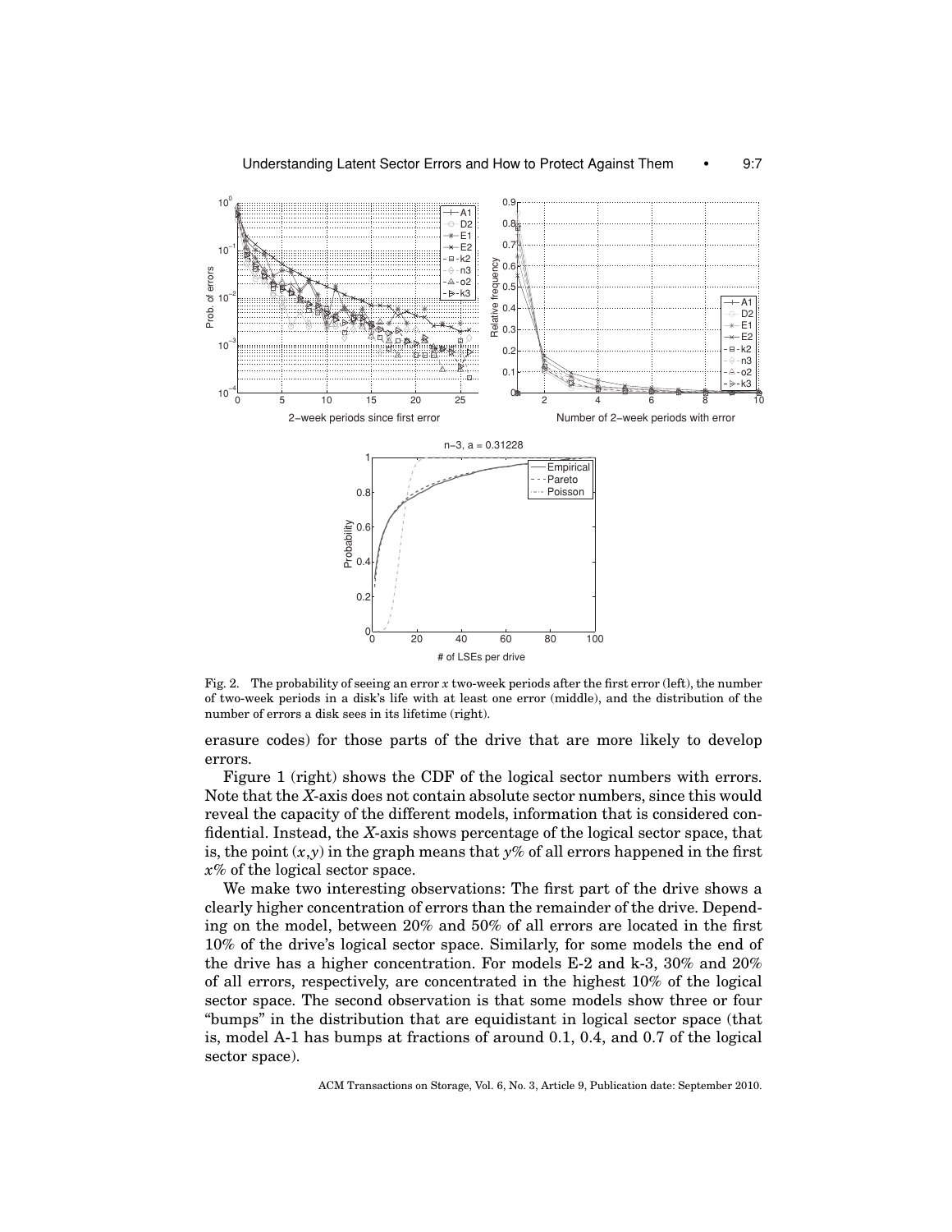Fig. 2. The probability of seeing an error *x* two-week periods after the first error (left), the number of two-week periods in a disk's life with at least one error (middle), and the distribution of the number of errors a disk sees in its lifetime (right).

erasure codes) for those parts of the drive that are more likely to develop errors.

Figure 1 (right) shows the CDF of the logical sector numbers with errors. Note that the *X*-axis does not contain absolute sector numbers, since this would reveal the capacity of the different models, information that is considered confidential. Instead, the *X*-axis shows percentage of the logical sector space, that is, the point $(x,y)$ in the graph means that $y\%$ of all errors happened in the first $x\%$ of the logical sector space.

We make two interesting observations: The first part of the drive shows a clearly higher concentration of errors than the remainder of the drive. Depending on the model, between 20% and 50% of all errors are located in the first 10% of the drive's logical sector space. Similarly, for some models the end of the drive has a higher concentration. For models E-2 and k-3, 30% and 20% of all errors, respectively, are concentrated in the highest 10% of the logical sector space. The second observation is that some models show three or four "bumps" in the distribution that are equidistant in logical sector space (that is, model A-1 has bumps at fractions of around 0.1, 0.4, and 0.7 of the logical sector space).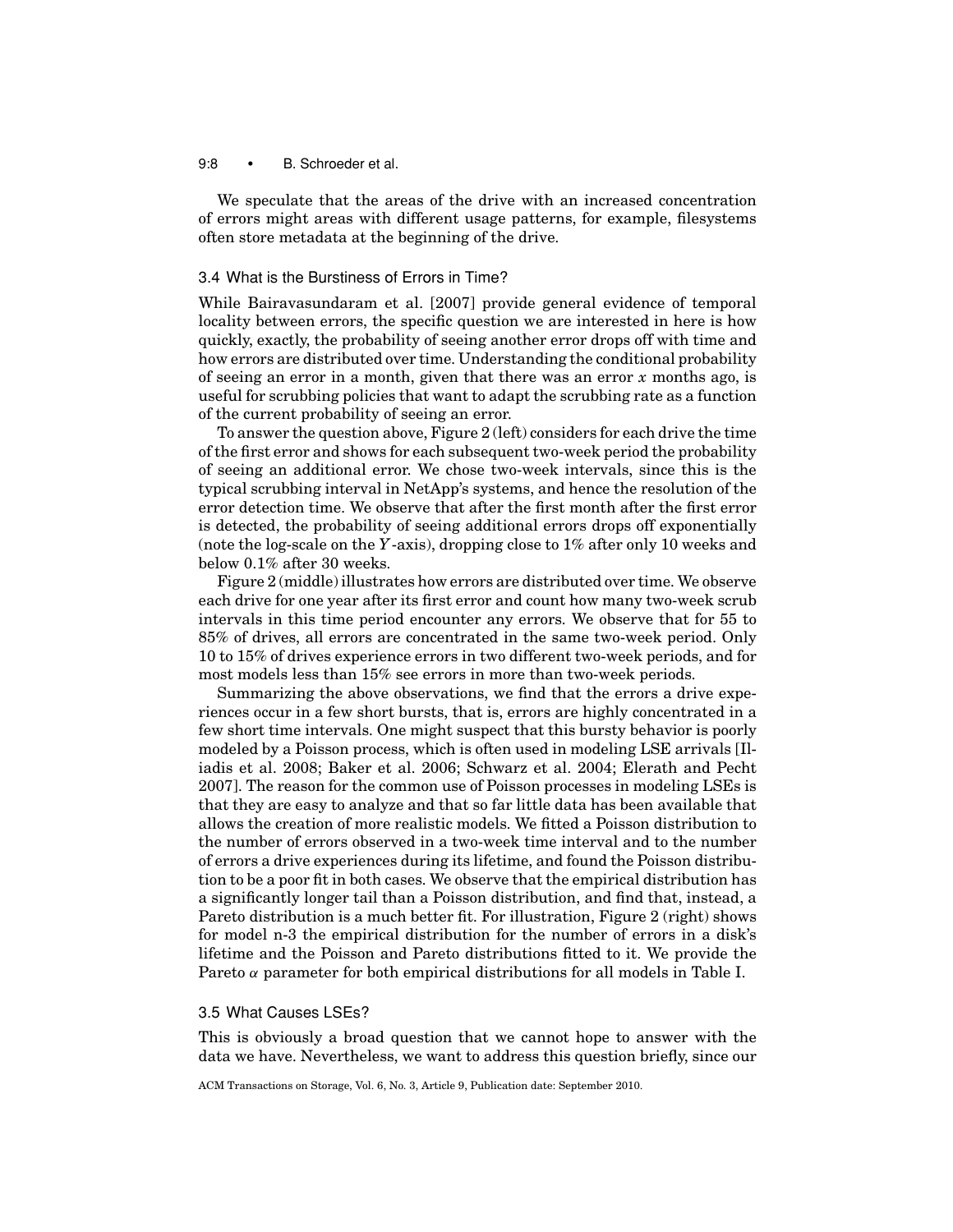We speculate that the areas of the drive with an increased concentration of errors might areas with different usage patterns, for example, filesystems often store metadata at the beginning of the drive.

### 3.4 What is the Burstiness of Errors in Time?

While Bairavasundaram et al. [2007] provide general evidence of temporal locality between errors, the specific question we are interested in here is how quickly, exactly, the probability of seeing another error drops off with time and how errors are distributed over time. Understanding the conditional probability of seeing an error in a month, given that there was an error $x$ months ago, is useful for scrubbing policies that want to adapt the scrubbing rate as a function of the current probability of seeing an error.

To answer the question above, Figure 2 (left) considers for each drive the time of the first error and shows for each subsequent two-week period the probability of seeing an additional error. We chose two-week intervals, since this is the typical scrubbing interval in NetApp's systems, and hence the resolution of the error detection time. We observe that after the first month after the first error is detected, the probability of seeing additional errors drops off exponentially (note the log-scale on the $Y$-axis), dropping close to 1% after only 10 weeks and below 0.1% after 30 weeks.

Figure 2 (middle) illustrates how errors are distributed over time. We observe each drive for one year after its first error and count how many two-week scrub intervals in this time period encounter any errors. We observe that for 55 to 85% of drives, all errors are concentrated in the same two-week period. Only 10 to 15% of drives experience errors in two different two-week periods, and for most models less than 15% see errors in more than two-week periods.

Summarizing the above observations, we find that the errors a drive experiences occur in a few short bursts, that is, errors are highly concentrated in a few short time intervals. One might suspect that this bursty behavior is poorly modeled by a Poisson process, which is often used in modeling LSE arrivals [Iliadis et al. 2008; Baker et al. 2006; Schwarz et al. 2004; Elerath and Pecht 2007]. The reason for the common use of Poisson processes in modeling LSEs is that they are easy to analyze and that so far little data has been available that allows the creation of more realistic models. We fitted a Poisson distribution to the number of errors observed in a two-week time interval and to the number of errors a drive experiences during its lifetime, and found the Poisson distribution to be a poor fit in both cases. We observe that the empirical distribution has a significantly longer tail than a Poisson distribution, and find that, instead, a Pareto distribution is a much better fit. For illustration, Figure 2 (right) shows for model n-3 the empirical distribution for the number of errors in a disk's lifetime and the Poisson and Pareto distributions fitted to it. We provide the Pareto $\alpha$ parameter for both empirical distributions for all models in Table I.

### 3.5 What Causes LSEs?

This is obviously a broad question that we cannot hope to answer with the data we have. Nevertheless, we want to address this question briefly, since our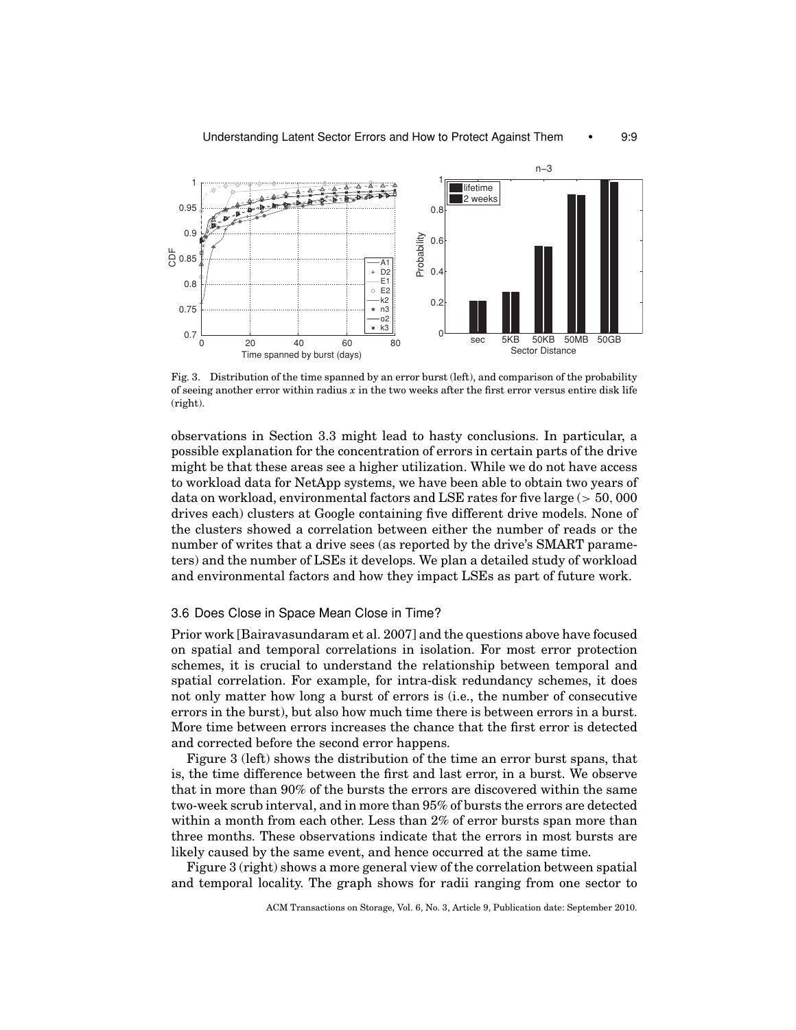Fig. 3. Distribution of the time spanned by an error burst (left), and comparison of the probability of seeing another error within radius $x$ in the two weeks after the first error versus entire disk life (right).

observations in Section 3.3 might lead to hasty conclusions. In particular, a possible explanation for the concentration of errors in certain parts of the drive might be that these areas see a higher utilization. While we do not have access to workload data for NetApp systems, we have been able to obtain two years of data on workload, environmental factors and LSE rates for five large ($> 50,000$ drives each) clusters at Google containing five different drive models. None of the clusters showed a correlation between either the number of reads or the number of writes that a drive sees (as reported by the drive's SMART parameters) and the number of LSEs it develops. We plan a detailed study of workload and environmental factors and how they impact LSEs as part of future work.

### 3.6 Does Close in Space Mean Close in Time?

Prior work [Bairavasundaram et al. 2007] and the questions above have focused on spatial and temporal correlations in isolation. For most error protection schemes, it is crucial to understand the relationship between temporal and spatial correlation. For example, for intra-disk redundancy schemes, it does not only matter how long a burst of errors is (i.e., the number of consecutive errors in the burst), but also how much time there is between errors in a burst. More time between errors increases the chance that the first error is detected and corrected before the second error happens.

Figure 3 (left) shows the distribution of the time an error burst spans, that is, the time difference between the first and last error, in a burst. We observe that in more than 90% of the bursts the errors are discovered within the same two-week scrub interval, and in more than 95% of bursts the errors are detected within a month from each other. Less than 2% of error bursts span more than three months. These observations indicate that the errors in most bursts are likely caused by the same event, and hence occurred at the same time.

Figure 3 (right) shows a more general view of the correlation between spatial and temporal locality. The graph shows for radii ranging from one sector to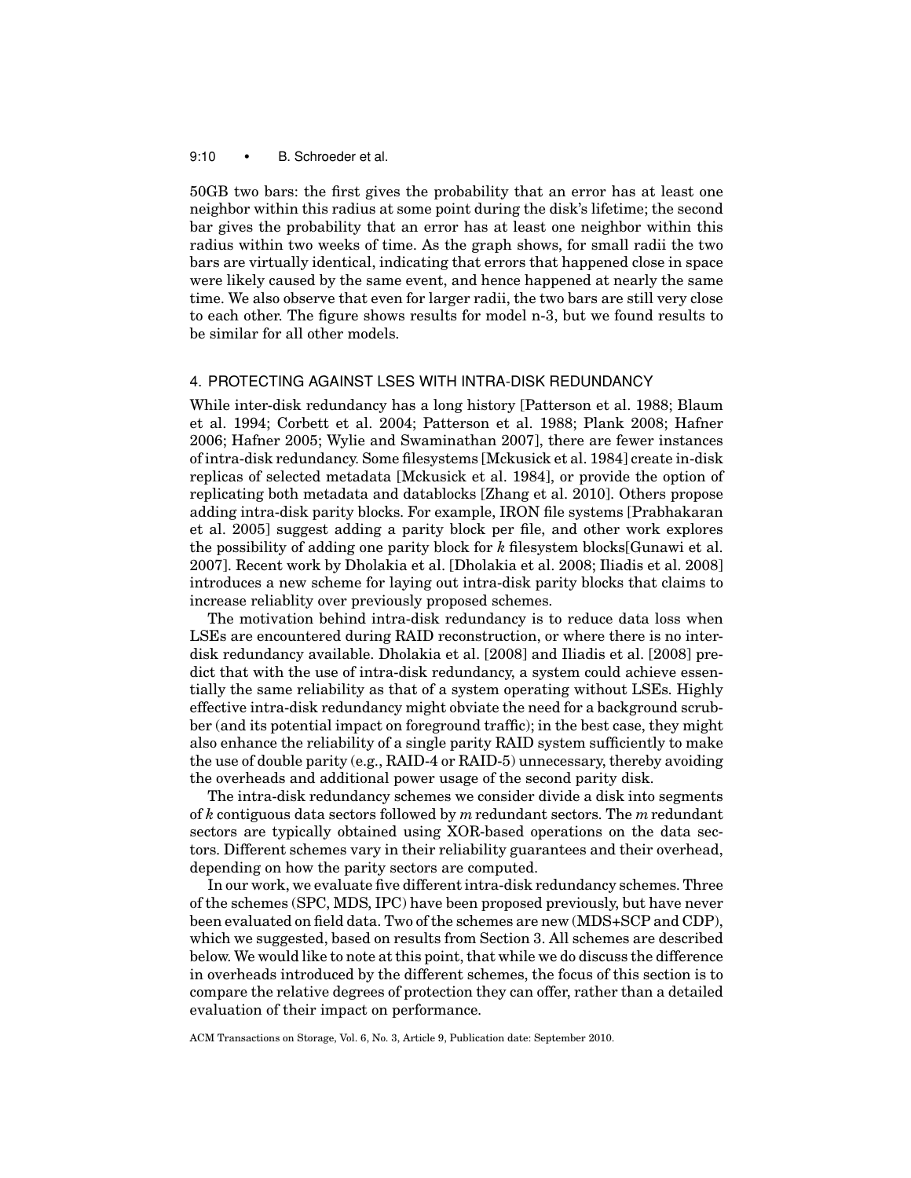50GB two bars: the first gives the probability that an error has at least one neighbor within this radius at some point during the disk's lifetime; the second bar gives the probability that an error has at least one neighbor within this radius within two weeks of time. As the graph shows, for small radii the two bars are virtually identical, indicating that errors that happened close in space were likely caused by the same event, and hence happened at nearly the same time. We also observe that even for larger radii, the two bars are still very close to each other. The figure shows results for model n-3, but we found results to be similar for all other models.

## 4. PROTECTING AGAINST LSES WITH INTRA-DISK REDUNDANCY

While inter-disk redundancy has a long history [Patterson et al. 1988; Blaum et al. 1994; Corbett et al. 2004; Patterson et al. 1988; Plank 2008; Hafner 2006; Hafner 2005; Wylie and Swaminathan 2007], there are fewer instances of intra-disk redundancy. Some filesystems [Mckusick et al. 1984] create in-disk replicas of selected metadata [Mckusick et al. 1984], or provide the option of replicating both metadata and datablocks [Zhang et al. 2010]. Others propose adding intra-disk parity blocks. For example, IRON file systems [Prabhakaran et al. 2005] suggest adding a parity block per file, and other work explores the possibility of adding one parity block for *k* filesystem blocks[Gunawi et al. 2007]. Recent work by Dholakia et al. [Dholakia et al. 2008; Iliadis et al. 2008] introduces a new scheme for laying out intra-disk parity blocks that claims to increase reliablity over previously proposed schemes.

The motivation behind intra-disk redundancy is to reduce data loss when LSEs are encountered during RAID reconstruction, or where there is no inter-disk redundancy available. Dholakia et al. [2008] and Iliadis et al. [2008] predict that with the use of intra-disk redundancy, a system could achieve essentially the same reliability as that of a system operating without LSEs. Highly effective intra-disk redundancy might obviate the need for a background scrubber (and its potential impact on foreground traffic); in the best case, they might also enhance the reliability of a single parity RAID system sufficiently to make the use of double parity (e.g., RAID-4 or RAID-5) unnecessary, thereby avoiding the overheads and additional power usage of the second parity disk.

The intra-disk redundancy schemes we consider divide a disk into segments of *k* contiguous data sectors followed by *m* redundant sectors. The *m* redundant sectors are typically obtained using XOR-based operations on the data sectors. Different schemes vary in their reliability guarantees and their overhead, depending on how the parity sectors are computed.

In our work, we evaluate five different intra-disk redundancy schemes. Three of the schemes (SPC, MDS, IPC) have been proposed previously, but have never been evaluated on field data. Two of the schemes are new (MDS+SCP and CDP), which we suggested, based on results from Section 3. All schemes are described below. We would like to note at this point, that while we do discuss the difference in overheads introduced by the different schemes, the focus of this section is to compare the relative degrees of protection they can offer, rather than a detailed evaluation of their impact on performance.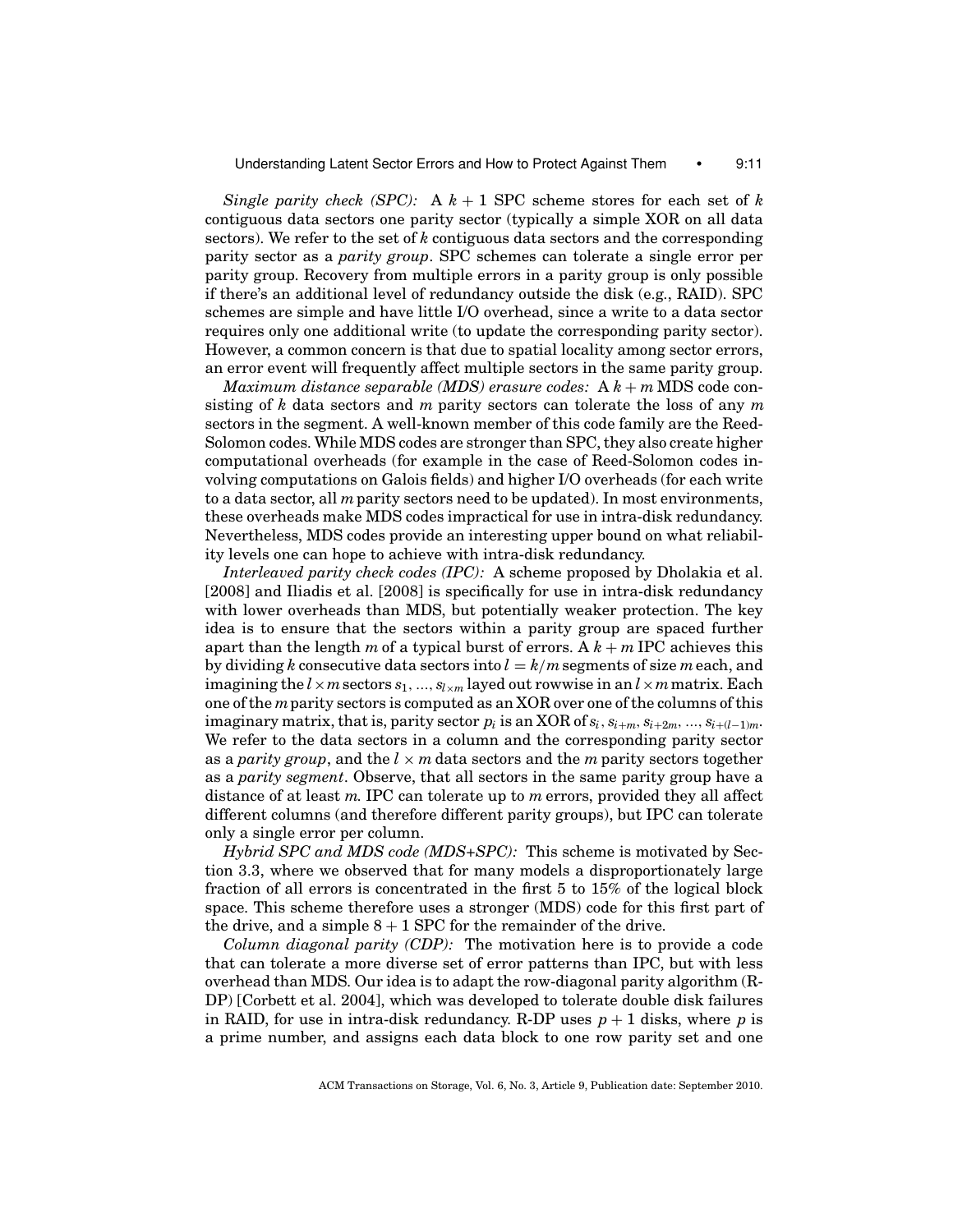*Single parity check (SPC):* A $k + 1$ SPC scheme stores for each set of $k$ contiguous data sectors one parity sector (typically a simple XOR on all data sectors). We refer to the set of $k$ contiguous data sectors and the corresponding parity sector as a *parity group*. SPC schemes can tolerate a single error per parity group. Recovery from multiple errors in a parity group is only possible if there's an additional level of redundancy outside the disk (e.g., RAID). SPC schemes are simple and have little I/O overhead, since a write to a data sector requires only one additional write (to update the corresponding parity sector). However, a common concern is that due to spatial locality among sector errors, an error event will frequently affect multiple sectors in the same parity group.

*Maximum distance separable (MDS) erasure codes:* A $k + m$ MDS code consisting of $k$ data sectors and $m$ parity sectors can tolerate the loss of any $m$ sectors in the segment. A well-known member of this code family are the Reed-Solomon codes. While MDS codes are stronger than SPC, they also create higher computational overheads (for example in the case of Reed-Solomon codes involving computations on Galois fields) and higher I/O overheads (for each write to a data sector, all $m$ parity sectors need to be updated). In most environments, these overheads make MDS codes impractical for use in intra-disk redundancy. Nevertheless, MDS codes provide an interesting upper bound on what reliability levels one can hope to achieve with intra-disk redundancy.

*Interleaved parity check codes (IPC):* A scheme proposed by Dholakia et al. [2008] and Iliadis et al. [2008] is specifically for use in intra-disk redundancy with lower overheads than MDS, but potentially weaker protection. The key idea is to ensure that the sectors within a parity group are spaced further apart than the length $m$ of a typical burst of errors. A $k + m$ IPC achieves this by dividing $k$ consecutive data sectors into $l = k/m$ segments of size $m$ each, and imagining the $l \times m$ sectors $s_1, ..., s_{l \times m}$ layed out rowwise in an $l \times m$ matrix. Each one of the $m$ parity sectors is computed as an XOR over one of the columns of this imaginary matrix, that is, parity sector $p_i$ is an XOR of $s_i, s_{i+m}, s_{i+2m}, ..., s_{i+(l-1)m}$. We refer to the data sectors in a column and the corresponding parity sector as a *parity group*, and the $l \times m$ data sectors and the $m$ parity sectors together as a *parity segment*. Observe, that all sectors in the same parity group have a distance of at least $m$. IPC can tolerate up to $m$ errors, provided they all affect different columns (and therefore different parity groups), but IPC can tolerate only a single error per column.

*Hybrid SPC and MDS code (MDS+SPC):* This scheme is motivated by Section 3.3, where we observed that for many models a disproportionately large fraction of all errors is concentrated in the first 5 to 15% of the logical block space. This scheme therefore uses a stronger (MDS) code for this first part of the drive, and a simple $8 + 1$ SPC for the remainder of the drive.

*Column diagonal parity (CDP):* The motivation here is to provide a code that can tolerate a more diverse set of error patterns than IPC, but with less overhead than MDS. Our idea is to adapt the row-diagonal parity algorithm (R-DP) [Corbett et al. 2004], which was developed to tolerate double disk failures in RAID, for use in intra-disk redundancy. R-DP uses $p + 1$ disks, where $p$ is a prime number, and assigns each data block to one row parity set and one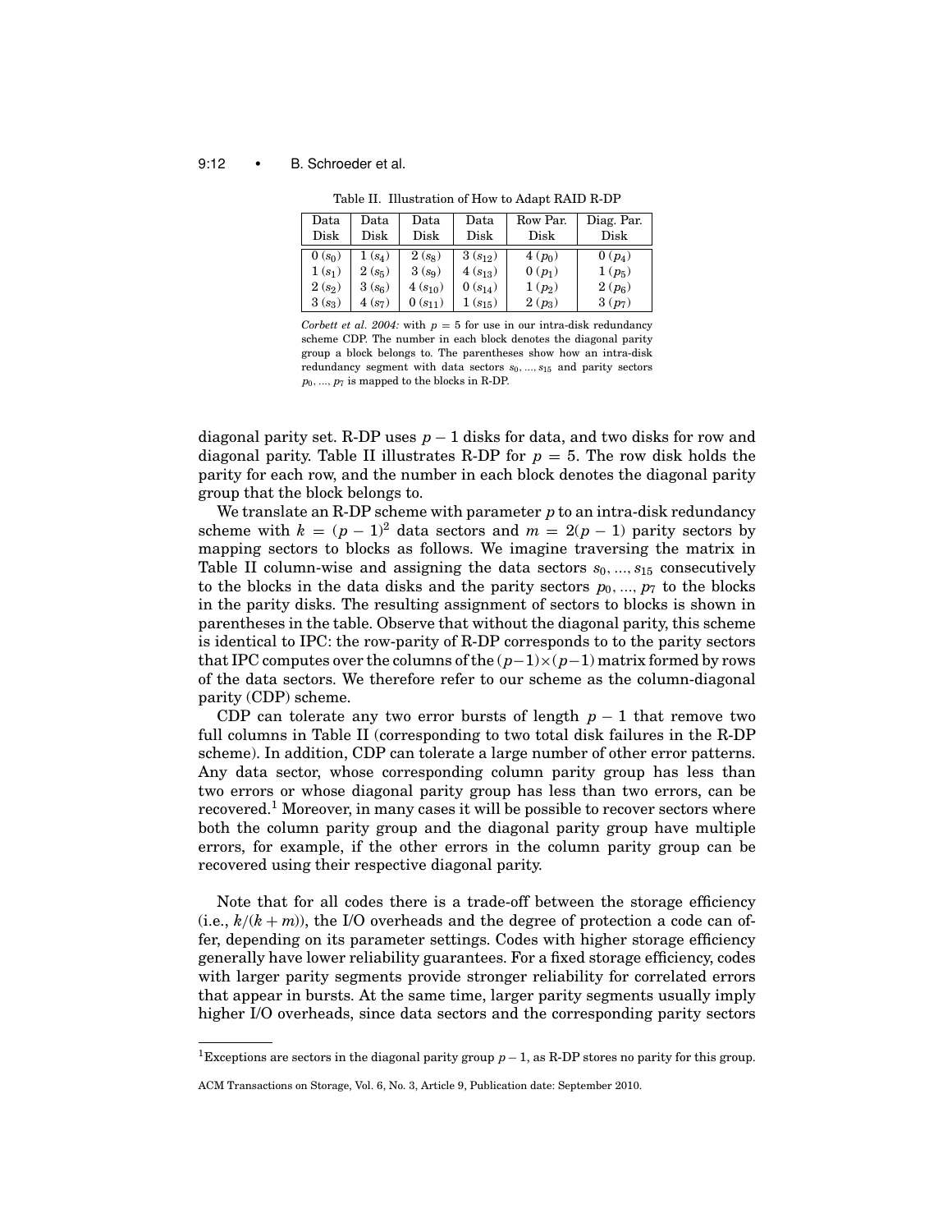Table II. Illustration of How to Adapt RAID R-DP

| Data Disk | Data Disk | Data Disk | Data Disk | Row Par. Disk | Diag. Par. Disk |
|---|---|---|---|---|---|
| 0 ($s_0$) | 1 ($s_4$) | 2 ($s_8$) | 3 ($s_{12}$) | 4 ($p_0$) | 0 ($p_4$) |
| 1 ($s_1$) | 2 ($s_5$) | 3 ($s_9$) | 4 ($s_{13}$) | 0 ($p_1$) | 1 ($p_5$) |
| 2 ($s_2$) | 3 ($s_6$) | 4 ($s_{10}$) | 0 ($s_{14}$) | 1 ($p_2$) | 2 ($p_6$) |
| 3 ($s_3$) | 4 ($s_7$) | 0 ($s_{11}$) | 1 ($s_{15}$) | 2 ($p_3$) | 3 ($p_7$) |

*Corbett et al. 2004:* with $p = 5$ for use in our intra-disk redundancy scheme CDP. The number in each block denotes the diagonal parity group a block belongs to. The parentheses show how an intra-disk redundancy segment with data sectors $s_0, ..., s_{15}$ and parity sectors $p_0, ..., p_7$ is mapped to the blocks in R-DP.

diagonal parity set. R-DP uses $p - 1$ disks for data, and two disks for row and diagonal parity. Table II illustrates R-DP for $p = 5$. The row disk holds the parity for each row, and the number in each block denotes the diagonal parity group that the block belongs to.

We translate an R-DP scheme with parameter $p$ to an intra-disk redundancy scheme with $k = (p - 1)^2$ data sectors and $m = 2(p - 1)$ parity sectors by mapping sectors to blocks as follows. We imagine traversing the matrix in Table II column-wise and assigning the data sectors $s_0, ..., s_{15}$ consecutively to the blocks in the data disks and the parity sectors $p_0, ..., p_7$ to the blocks in the parity disks. The resulting assignment of sectors to blocks is shown in parentheses in the table. Observe that without the diagonal parity, this scheme is identical to IPC: the row-parity of R-DP corresponds to to the parity sectors that IPC computes over the columns of the $(p-1)\times(p-1)$ matrix formed by rows of the data sectors. We therefore refer to our scheme as the column-diagonal parity (CDP) scheme.

CDP can tolerate any two error bursts of length $p - 1$ that remove two full columns in Table II (corresponding to two total disk failures in the R-DP scheme). In addition, CDP can tolerate a large number of other error patterns. Any data sector, whose corresponding column parity group has less than two errors or whose diagonal parity group has less than two errors, can be recovered.[1] Moreover, in many cases it will be possible to recover sectors where both the column parity group and the diagonal parity group have multiple errors, for example, if the other errors in the column parity group can be recovered using their respective diagonal parity.

Note that for all codes there is a trade-off between the storage efficiency (i.e., $k/(k + m)$), the I/O overheads and the degree of protection a code can offer, depending on its parameter settings. Codes with higher storage efficiency generally have lower reliability guarantees. For a fixed storage efficiency, codes with larger parity segments provide stronger reliability for correlated errors that appear in bursts. At the same time, larger parity segments usually imply higher I/O overheads, since data sectors and the corresponding parity sectors

[1] Exceptions are sectors in the diagonal parity group $p - 1$, as R-DP stores no parity for this group.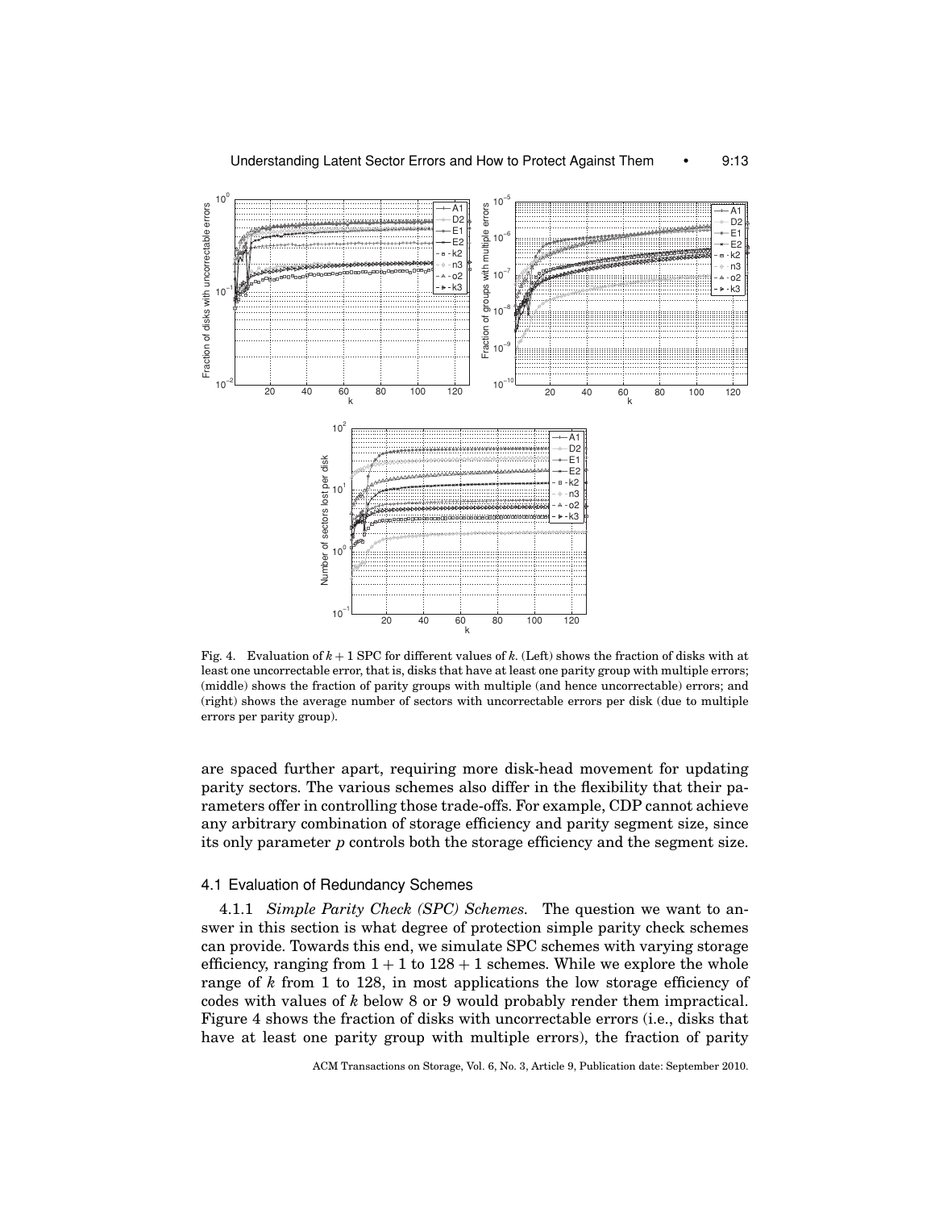Fig. 4. Evaluation of $k + 1$ SPC for different values of $k$. (Left) shows the fraction of disks with at least one uncorrectable error, that is, disks that have at least one parity group with multiple errors; (middle) shows the fraction of parity groups with multiple (and hence uncorrectable) errors; and (right) shows the average number of sectors with uncorrectable errors per disk (due to multiple errors per parity group).

are spaced further apart, requiring more disk-head movement for updating parity sectors. The various schemes also differ in the flexibility that their parameters offer in controlling those trade-offs. For example, CDP cannot achieve any arbitrary combination of storage efficiency and parity segment size, since its only parameter $p$ controls both the storage efficiency and the segment size.

### 4.1 Evaluation of Redundancy Schemes

4.1.1 *Simple Parity Check (SPC) Schemes.* The question we want to answer in this section is what degree of protection simple parity check schemes can provide. Towards this end, we simulate SPC schemes with varying storage efficiency, ranging from $1 + 1$ to $128 + 1$ schemes. While we explore the whole range of $k$ from 1 to 128, in most applications the low storage efficiency of codes with values of $k$ below 8 or 9 would probably render them impractical. Figure 4 shows the fraction of disks with uncorrectable errors (i.e., disks that have at least one parity group with multiple errors), the fraction of parity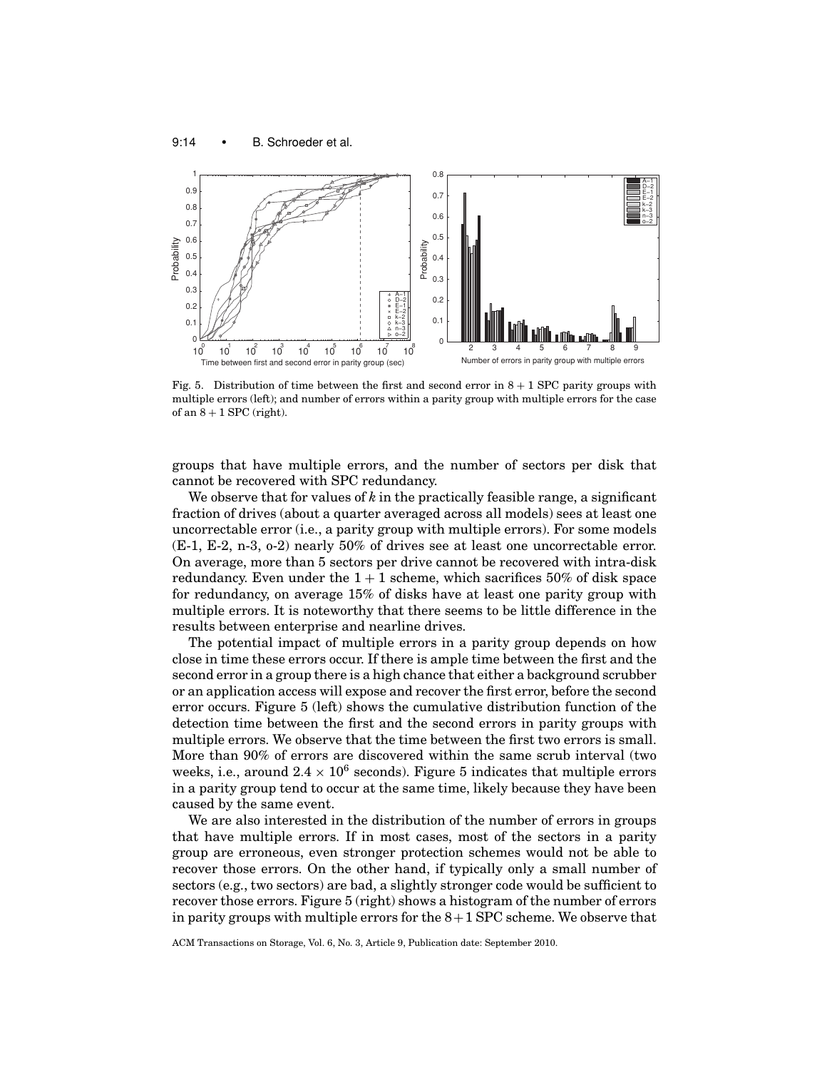Fig. 5. Distribution of time between the first and second error in $8 + 1$ SPC parity groups with multiple errors (left); and number of errors within a parity group with multiple errors for the case of an $8 + 1$ SPC (right).

groups that have multiple errors, and the number of sectors per disk that cannot be recovered with SPC redundancy.

We observe that for values of $k$ in the practically feasible range, a significant fraction of drives (about a quarter averaged across all models) sees at least one uncorrectable error (i.e., a parity group with multiple errors). For some models (E-1, E-2, n-3, o-2) nearly 50% of drives see at least one uncorrectable error. On average, more than 5 sectors per drive cannot be recovered with intra-disk redundancy. Even under the $1 + 1$ scheme, which sacrifices 50% of disk space for redundancy, on average 15% of disks have at least one parity group with multiple errors. It is noteworthy that there seems to be little difference in the results between enterprise and nearline drives.

The potential impact of multiple errors in a parity group depends on how close in time these errors occur. If there is ample time between the first and the second error in a group there is a high chance that either a background scrubber or an application access will expose and recover the first error, before the second error occurs. Figure 5 (left) shows the cumulative distribution function of the detection time between the first and the second errors in parity groups with multiple errors. We observe that the time between the first two errors is small. More than 90% of errors are discovered within the same scrub interval (two weeks, i.e., around $2.4 \times 10^6$ seconds). Figure 5 indicates that multiple errors in a parity group tend to occur at the same time, likely because they have been caused by the same event.

We are also interested in the distribution of the number of errors in groups that have multiple errors. If in most cases, most of the sectors in a parity group are erroneous, even stronger protection schemes would not be able to recover those errors. On the other hand, if typically only a small number of sectors (e.g., two sectors) are bad, a slightly stronger code would be sufficient to recover those errors. Figure 5 (right) shows a histogram of the number of errors in parity groups with multiple errors for the $8+1$ SPC scheme. We observe that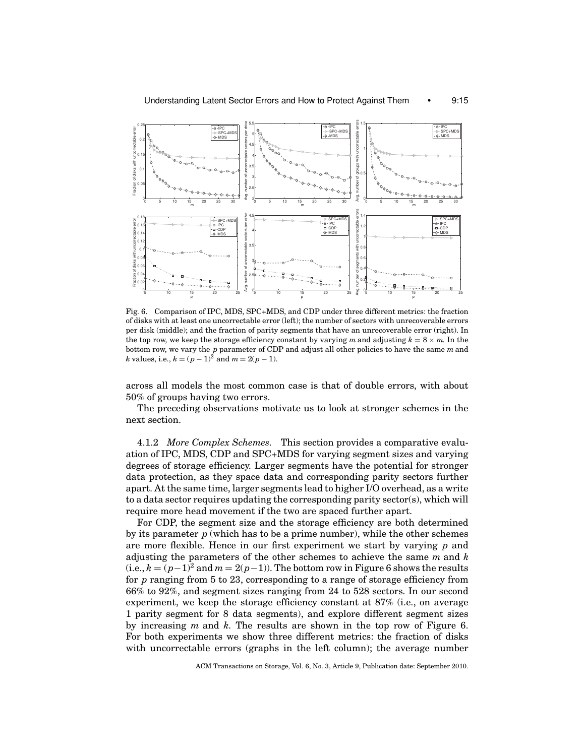Fig. 6. Comparison of IPC, MDS, SPC+MDS, and CDP under three different metrics: the fraction of disks with at least one uncorrectable error (left); the number of sectors with unrecoverable errors per disk (middle); and the fraction of parity segments that have an unrecoverable error (right). In the top row, we keep the storage efficiency constant by varying $m$ and adjusting $k = 8 \times m$. In the bottom row, we vary the $p$ parameter of CDP and adjust all other policies to have the same $m$ and $k$ values, i.e., $k = (p-1)^2$ and $m = 2(p-1)$.

across all models the most common case is that of double errors, with about 50% of groups having two errors.

The preceding observations motivate us to look at stronger schemes in the next section.

4.1.2 *More Complex Schemes.* This section provides a comparative evaluation of IPC, MDS, CDP and SPC+MDS for varying segment sizes and varying degrees of storage efficiency. Larger segments have the potential for stronger data protection, as they space data and corresponding parity sectors further apart. At the same time, larger segments lead to higher I/O overhead, as a write to a data sector requires updating the corresponding parity sector(s), which will require more head movement if the two are spaced further apart.

For CDP, the segment size and the storage efficiency are both determined by its parameter $p$ (which has to be a prime number), while the other schemes are more flexible. Hence in our first experiment we start by varying $p$ and adjusting the parameters of the other schemes to achieve the same $m$ and $k$ (i.e., $k = (p-1)^2$ and $m = 2(p-1)$). The bottom row in Figure 6 shows the results for $p$ ranging from 5 to 23, corresponding to a range of storage efficiency from 66% to 92%, and segment sizes ranging from 24 to 528 sectors. In our second experiment, we keep the storage efficiency constant at 87% (i.e., on average 1 parity segment for 8 data segments), and explore different segment sizes by increasing $m$ and $k$. The results are shown in the top row of Figure 6. For both experiments we show three different metrics: the fraction of disks with uncorrectable errors (graphs in the left column); the average number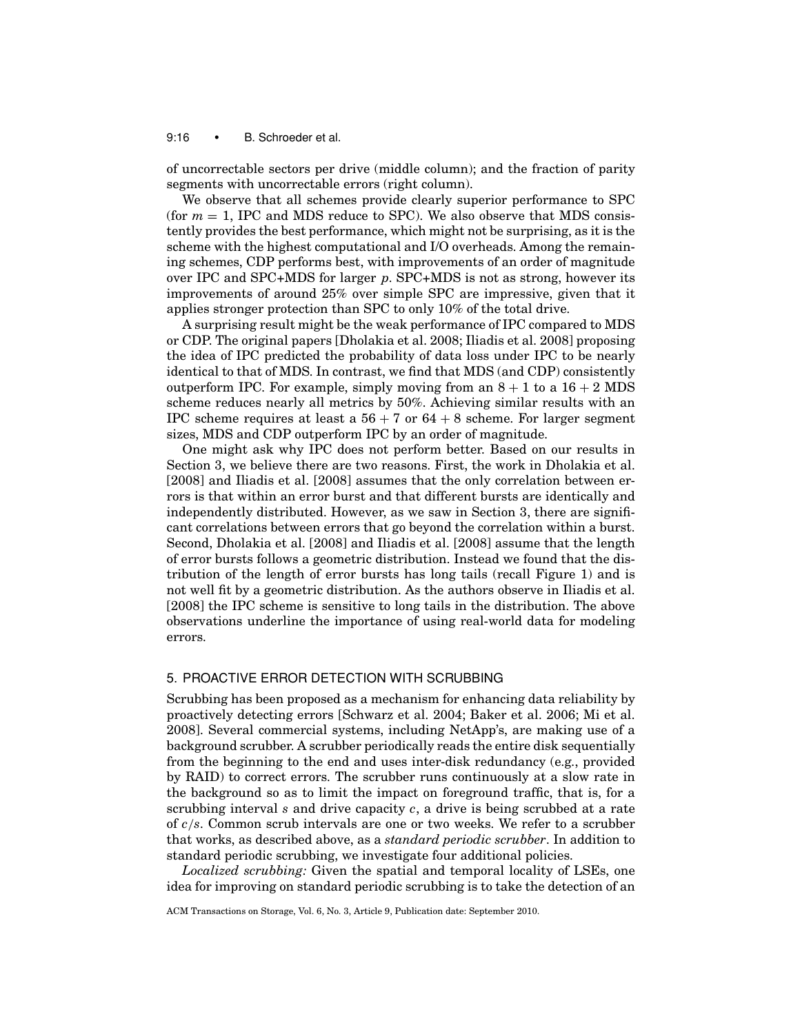of uncorrectable sectors per drive (middle column); and the fraction of parity segments with uncorrectable errors (right column).

We observe that all schemes provide clearly superior performance to SPC (for $m = 1$, IPC and MDS reduce to SPC). We also observe that MDS consistently provides the best performance, which might not be surprising, as it is the scheme with the highest computational and I/O overheads. Among the remaining schemes, CDP performs best, with improvements of an order of magnitude over IPC and SPC+MDS for larger $p$. SPC+MDS is not as strong, however its improvements of around 25% over simple SPC are impressive, given that it applies stronger protection than SPC to only 10% of the total drive.

A surprising result might be the weak performance of IPC compared to MDS or CDP. The original papers [Dholakia et al. 2008; Iliadis et al. 2008] proposing the idea of IPC predicted the probability of data loss under IPC to be nearly identical to that of MDS. In contrast, we find that MDS (and CDP) consistently outperform IPC. For example, simply moving from an $8 + 1$ to a $16 + 2$ MDS scheme reduces nearly all metrics by 50%. Achieving similar results with an IPC scheme requires at least a $56 + 7$ or $64 + 8$ scheme. For larger segment sizes, MDS and CDP outperform IPC by an order of magnitude.

One might ask why IPC does not perform better. Based on our results in Section 3, we believe there are two reasons. First, the work in Dholakia et al. [2008] and Iliadis et al. [2008] assumes that the only correlation between errors is that within an error burst and that different bursts are identically and independently distributed. However, as we saw in Section 3, there are significant correlations between errors that go beyond the correlation within a burst. Second, Dholakia et al. [2008] and Iliadis et al. [2008] assume that the length of error bursts follows a geometric distribution. Instead we found that the distribution of the length of error bursts has long tails (recall Figure 1) and is not well fit by a geometric distribution. As the authors observe in Iliadis et al. [2008] the IPC scheme is sensitive to long tails in the distribution. The above observations underline the importance of using real-world data for modeling errors.

## 5. PROACTIVE ERROR DETECTION WITH SCRUBBING

Scrubbing has been proposed as a mechanism for enhancing data reliability by proactively detecting errors [Schwarz et al. 2004; Baker et al. 2006; Mi et al. 2008]. Several commercial systems, including NetApp's, are making use of a background scrubber. A scrubber periodically reads the entire disk sequentially from the beginning to the end and uses inter-disk redundancy (e.g., provided by RAID) to correct errors. The scrubber runs continuously at a slow rate in the background so as to limit the impact on foreground traffic, that is, for a scrubbing interval $s$ and drive capacity $c$, a drive is being scrubbed at a rate of $c/s$. Common scrub intervals are one or two weeks. We refer to a scrubber that works, as described above, as a *standard periodic scrubber*. In addition to standard periodic scrubbing, we investigate four additional policies.

*Localized scrubbing:* Given the spatial and temporal locality of LSEs, one idea for improving on standard periodic scrubbing is to take the detection of an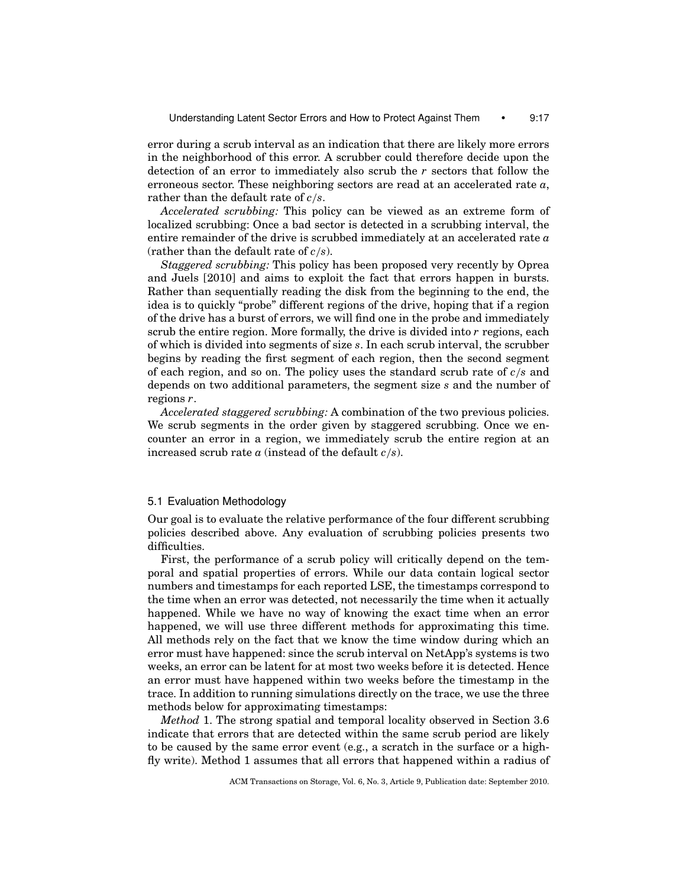error during a scrub interval as an indication that there are likely more errors in the neighborhood of this error. A scrubber could therefore decide upon the detection of an error to immediately also scrub the $r$ sectors that follow the erroneous sector. These neighboring sectors are read at an accelerated rate $a$, rather than the default rate of $c/s$.

*Accelerated scrubbing:* This policy can be viewed as an extreme form of localized scrubbing: Once a bad sector is detected in a scrubbing interval, the entire remainder of the drive is scrubbed immediately at an accelerated rate $a$ (rather than the default rate of $c/s$).

*Staggered scrubbing:* This policy has been proposed very recently by Oprea and Juels [2010] and aims to exploit the fact that errors happen in bursts. Rather than sequentially reading the disk from the beginning to the end, the idea is to quickly "probe" different regions of the drive, hoping that if a region of the drive has a burst of errors, we will find one in the probe and immediately scrub the entire region. More formally, the drive is divided into $r$ regions, each of which is divided into segments of size $s$. In each scrub interval, the scrubber begins by reading the first segment of each region, then the second segment of each region, and so on. The policy uses the standard scrub rate of $c/s$ and depends on two additional parameters, the segment size $s$ and the number of regions $r$.

*Accelerated staggered scrubbing:* A combination of the two previous policies. We scrub segments in the order given by staggered scrubbing. Once we encounter an error in a region, we immediately scrub the entire region at an increased scrub rate $a$ (instead of the default $c/s$).

## 5.1 Evaluation Methodology

Our goal is to evaluate the relative performance of the four different scrubbing policies described above. Any evaluation of scrubbing policies presents two difficulties.

First, the performance of a scrub policy will critically depend on the temporal and spatial properties of errors. While our data contain logical sector numbers and timestamps for each reported LSE, the timestamps correspond to the time when an error was detected, not necessarily the time when it actually happened. While we have no way of knowing the exact time when an error happened, we will use three different methods for approximating this time. All methods rely on the fact that we know the time window during which an error must have happened: since the scrub interval on NetApp's systems is two weeks, an error can be latent for at most two weeks before it is detected. Hence an error must have happened within two weeks before the timestamp in the trace. In addition to running simulations directly on the trace, we use the three methods below for approximating timestamps:

*Method* 1. The strong spatial and temporal locality observed in Section 3.6 indicate that errors that are detected within the same scrub period are likely to be caused by the same error event (e.g., a scratch in the surface or a high-fly write). Method 1 assumes that all errors that happened within a radius of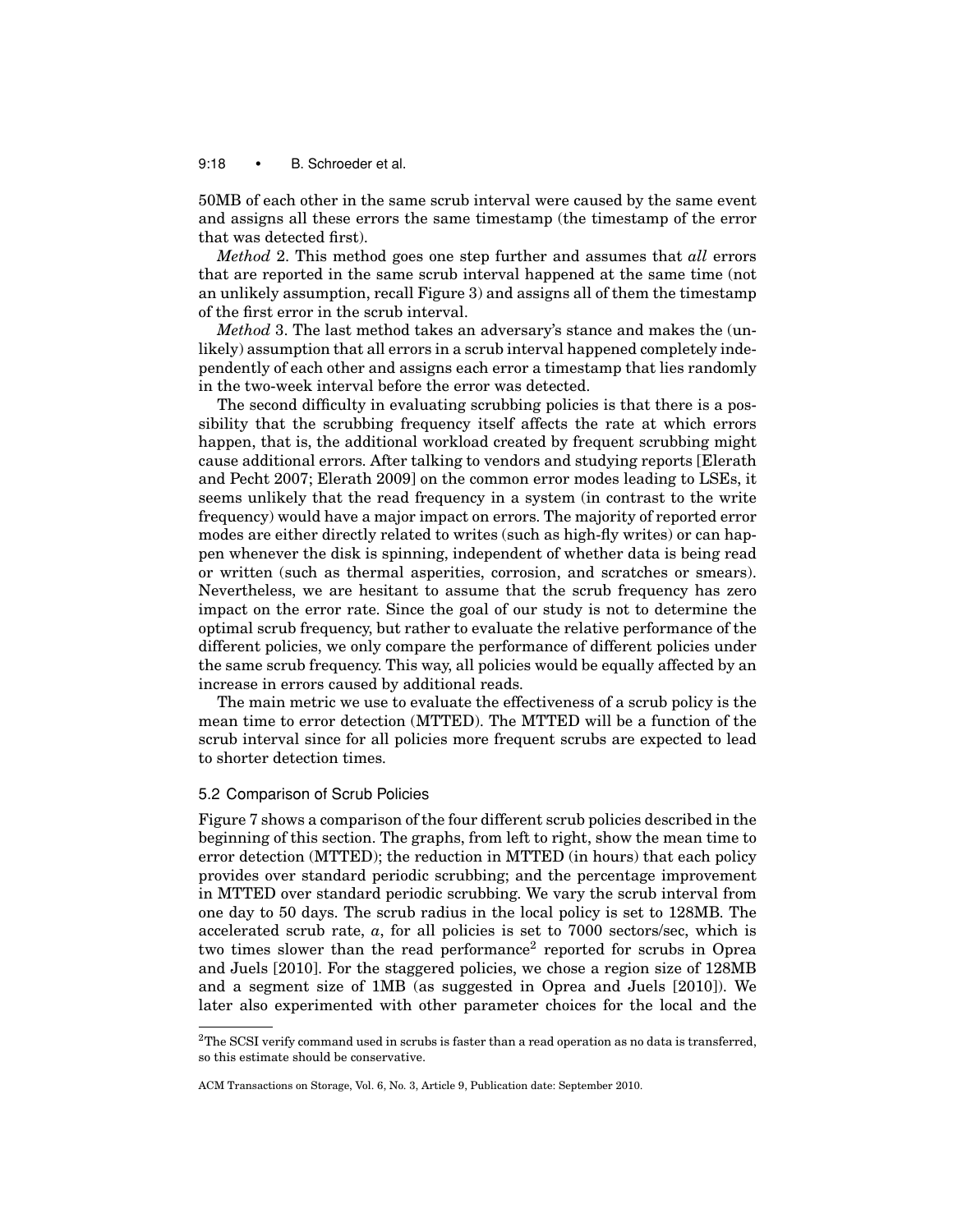50MB of each other in the same scrub interval were caused by the same event and assigns all these errors the same timestamp (the timestamp of the error that was detected first).

*Method* 2. This method goes one step further and assumes that *all* errors that are reported in the same scrub interval happened at the same time (not an unlikely assumption, recall Figure 3) and assigns all of them the timestamp of the first error in the scrub interval.

*Method* 3. The last method takes an adversary's stance and makes the (unlikely) assumption that all errors in a scrub interval happened completely independently of each other and assigns each error a timestamp that lies randomly in the two-week interval before the error was detected.

The second difficulty in evaluating scrubbing policies is that there is a possibility that the scrubbing frequency itself affects the rate at which errors happen, that is, the additional workload created by frequent scrubbing might cause additional errors. After talking to vendors and studying reports [Elerath and Pecht 2007; Elerath 2009] on the common error modes leading to LSEs, it seems unlikely that the read frequency in a system (in contrast to the write frequency) would have a major impact on errors. The majority of reported error modes are either directly related to writes (such as high-fly writes) or can happen whenever the disk is spinning, independent of whether data is being read or written (such as thermal asperities, corrosion, and scratches or smears). Nevertheless, we are hesitant to assume that the scrub frequency has zero impact on the error rate. Since the goal of our study is not to determine the optimal scrub frequency, but rather to evaluate the relative performance of the different policies, we only compare the performance of different policies under the same scrub frequency. This way, all policies would be equally affected by an increase in errors caused by additional reads.

The main metric we use to evaluate the effectiveness of a scrub policy is the mean time to error detection (MTTED). The MTTED will be a function of the scrub interval since for all policies more frequent scrubs are expected to lead to shorter detection times.

### 5.2 Comparison of Scrub Policies

Figure 7 shows a comparison of the four different scrub policies described in the beginning of this section. The graphs, from left to right, show the mean time to error detection (MTTED); the reduction in MTTED (in hours) that each policy provides over standard periodic scrubbing; and the percentage improvement in MTTED over standard periodic scrubbing. We vary the scrub interval from one day to 50 days. The scrub radius in the local policy is set to 128MB. The accelerated scrub rate, $a$, for all policies is set to 7000 sectors/sec, which is two times slower than the read performance[2] reported for scrubs in Oprea and Juels [2010]. For the staggered policies, we chose a region size of 128MB and a segment size of 1MB (as suggested in Oprea and Juels [2010]). We later also experimented with other parameter choices for the local and the

[2]The SCSI verify command used in scrubs is faster than a read operation as no data is transferred, so this estimate should be conservative.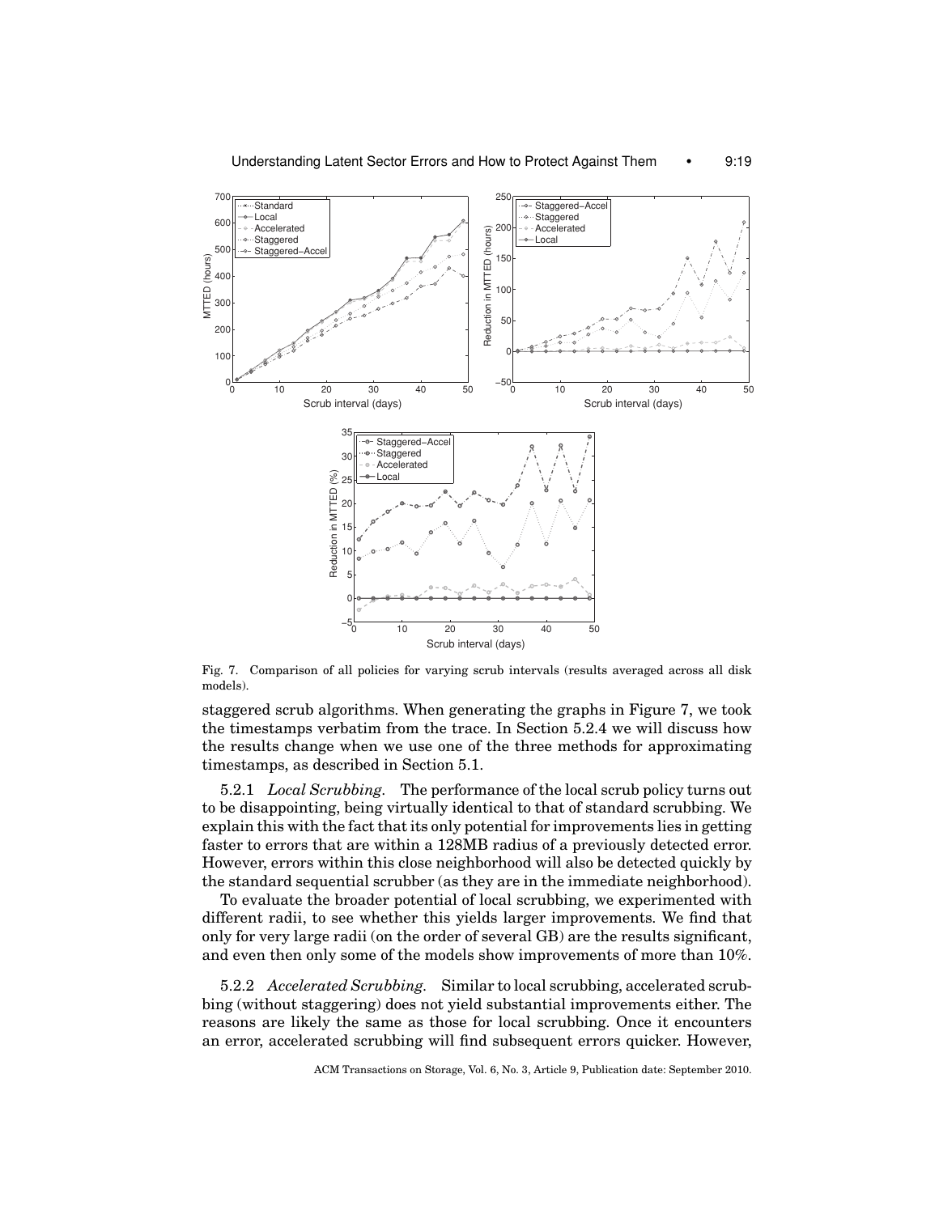Fig. 7. Comparison of all policies for varying scrub intervals (results averaged across all disk models).

staggered scrub algorithms. When generating the graphs in Figure 7, we took the timestamps verbatim from the trace. In Section 5.2.4 we will discuss how the results change when we use one of the three methods for approximating timestamps, as described in Section 5.1.

5.2.1 *Local Scrubbing.* The performance of the local scrub policy turns out to be disappointing, being virtually identical to that of standard scrubbing. We explain this with the fact that its only potential for improvements lies in getting faster to errors that are within a 128MB radius of a previously detected error. However, errors within this close neighborhood will also be detected quickly by the standard sequential scrubber (as they are in the immediate neighborhood).

To evaluate the broader potential of local scrubbing, we experimented with different radii, to see whether this yields larger improvements. We find that only for very large radii (on the order of several GB) are the results significant, and even then only some of the models show improvements of more than 10%.

5.2.2 *Accelerated Scrubbing.* Similar to local scrubbing, accelerated scrubbing (without staggering) does not yield substantial improvements either. The reasons are likely the same as those for local scrubbing. Once it encounters an error, accelerated scrubbing will find subsequent errors quicker. However,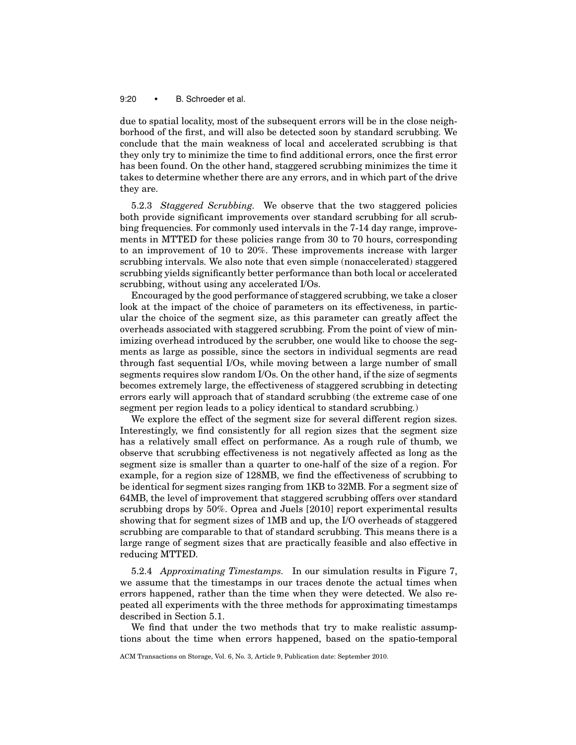due to spatial locality, most of the subsequent errors will be in the close neighborhood of the first, and will also be detected soon by standard scrubbing. We conclude that the main weakness of local and accelerated scrubbing is that they only try to minimize the time to find additional errors, once the first error has been found. On the other hand, staggered scrubbing minimizes the time it takes to determine whether there are any errors, and in which part of the drive they are.

5.2.3 *Staggered Scrubbing.* We observe that the two staggered policies both provide significant improvements over standard scrubbing for all scrubbing frequencies. For commonly used intervals in the 7-14 day range, improvements in MTTED for these policies range from 30 to 70 hours, corresponding to an improvement of 10 to 20%. These improvements increase with larger scrubbing intervals. We also note that even simple (nonaccelerated) staggered scrubbing yields significantly better performance than both local or accelerated scrubbing, without using any accelerated I/Os.

Encouraged by the good performance of staggered scrubbing, we take a closer look at the impact of the choice of parameters on its effectiveness, in particular the choice of the segment size, as this parameter can greatly affect the overheads associated with staggered scrubbing. From the point of view of minimizing overhead introduced by the scrubber, one would like to choose the segments as large as possible, since the sectors in individual segments are read through fast sequential I/Os, while moving between a large number of small segments requires slow random I/Os. On the other hand, if the size of segments becomes extremely large, the effectiveness of staggered scrubbing in detecting errors early will approach that of standard scrubbing (the extreme case of one segment per region leads to a policy identical to standard scrubbing.)

We explore the effect of the segment size for several different region sizes. Interestingly, we find consistently for all region sizes that the segment size has a relatively small effect on performance. As a rough rule of thumb, we observe that scrubbing effectiveness is not negatively affected as long as the segment size is smaller than a quarter to one-half of the size of a region. For example, for a region size of 128MB, we find the effectiveness of scrubbing to be identical for segment sizes ranging from 1KB to 32MB. For a segment size of 64MB, the level of improvement that staggered scrubbing offers over standard scrubbing drops by 50%. Oprea and Juels [2010] report experimental results showing that for segment sizes of 1MB and up, the I/O overheads of staggered scrubbing are comparable to that of standard scrubbing. This means there is a large range of segment sizes that are practically feasible and also effective in reducing MTTED.

5.2.4 *Approximating Timestamps.* In our simulation results in Figure 7, we assume that the timestamps in our traces denote the actual times when errors happened, rather than the time when they were detected. We also repeated all experiments with the three methods for approximating timestamps described in Section 5.1.

We find that under the two methods that try to make realistic assumptions about the time when errors happened, based on the spatio-temporal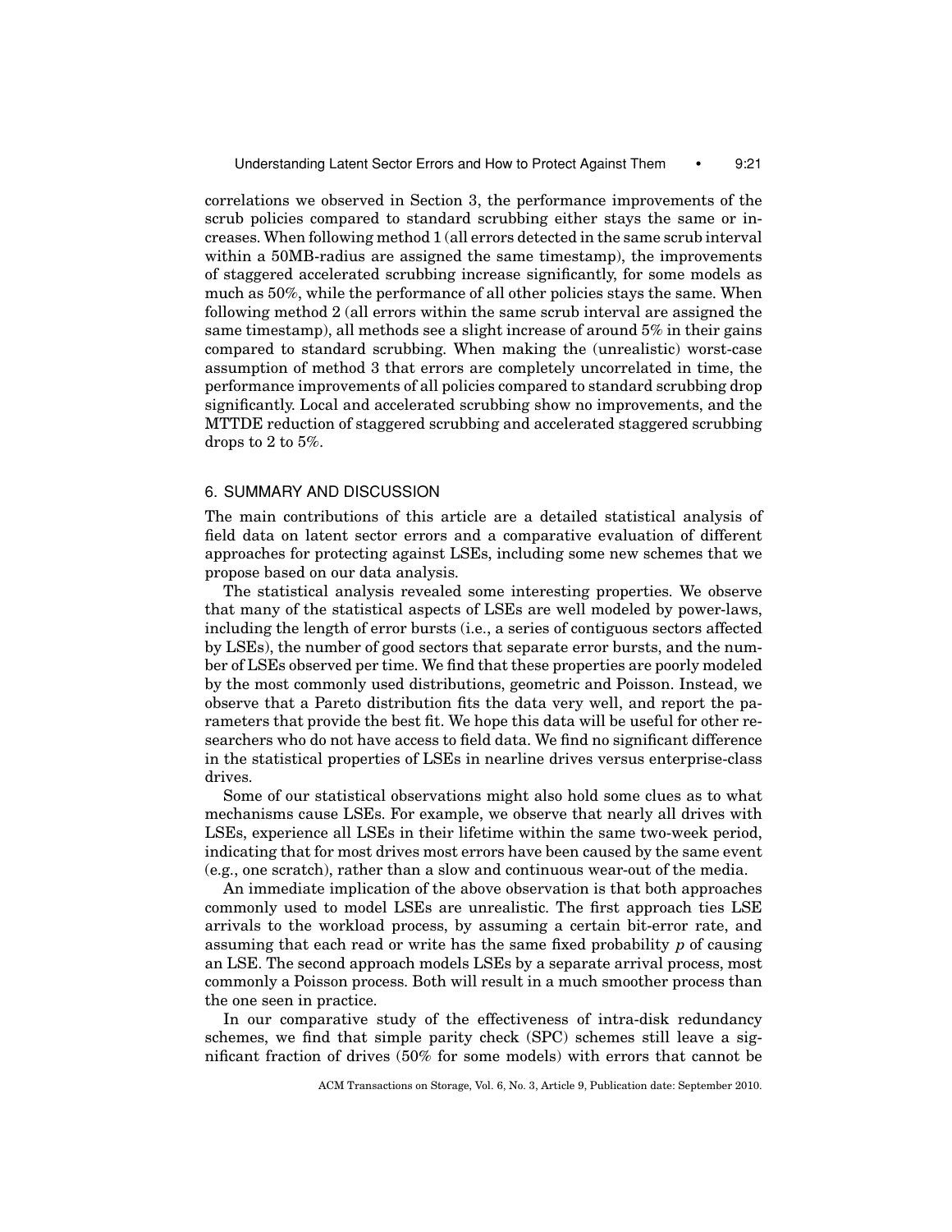correlations we observed in Section 3, the performance improvements of the scrub policies compared to standard scrubbing either stays the same or increases. When following method 1 (all errors detected in the same scrub interval within a 50MB-radius are assigned the same timestamp), the improvements of staggered accelerated scrubbing increase significantly, for some models as much as 50%, while the performance of all other policies stays the same. When following method 2 (all errors within the same scrub interval are assigned the same timestamp), all methods see a slight increase of around 5% in their gains compared to standard scrubbing. When making the (unrealistic) worst-case assumption of method 3 that errors are completely uncorrelated in time, the performance improvements of all policies compared to standard scrubbing drop significantly. Local and accelerated scrubbing show no improvements, and the MTTDE reduction of staggered scrubbing and accelerated staggered scrubbing drops to 2 to 5%.

## 6. SUMMARY AND DISCUSSION

The main contributions of this article are a detailed statistical analysis of field data on latent sector errors and a comparative evaluation of different approaches for protecting against LSEs, including some new schemes that we propose based on our data analysis.

The statistical analysis revealed some interesting properties. We observe that many of the statistical aspects of LSEs are well modeled by power-laws, including the length of error bursts (i.e., a series of contiguous sectors affected by LSEs), the number of good sectors that separate error bursts, and the number of LSEs observed per time. We find that these properties are poorly modeled by the most commonly used distributions, geometric and Poisson. Instead, we observe that a Pareto distribution fits the data very well, and report the parameters that provide the best fit. We hope this data will be useful for other researchers who do not have access to field data. We find no significant difference in the statistical properties of LSEs in nearline drives versus enterprise-class drives.

Some of our statistical observations might also hold some clues as to what mechanisms cause LSEs. For example, we observe that nearly all drives with LSEs, experience all LSEs in their lifetime within the same two-week period, indicating that for most drives most errors have been caused by the same event (e.g., one scratch), rather than a slow and continuous wear-out of the media.

An immediate implication of the above observation is that both approaches commonly used to model LSEs are unrealistic. The first approach ties LSE arrivals to the workload process, by assuming a certain bit-error rate, and assuming that each read or write has the same fixed probability $p$ of causing an LSE. The second approach models LSEs by a separate arrival process, most commonly a Poisson process. Both will result in a much smoother process than the one seen in practice.

In our comparative study of the effectiveness of intra-disk redundancy schemes, we find that simple parity check (SPC) schemes still leave a significant fraction of drives (50% for some models) with errors that cannot be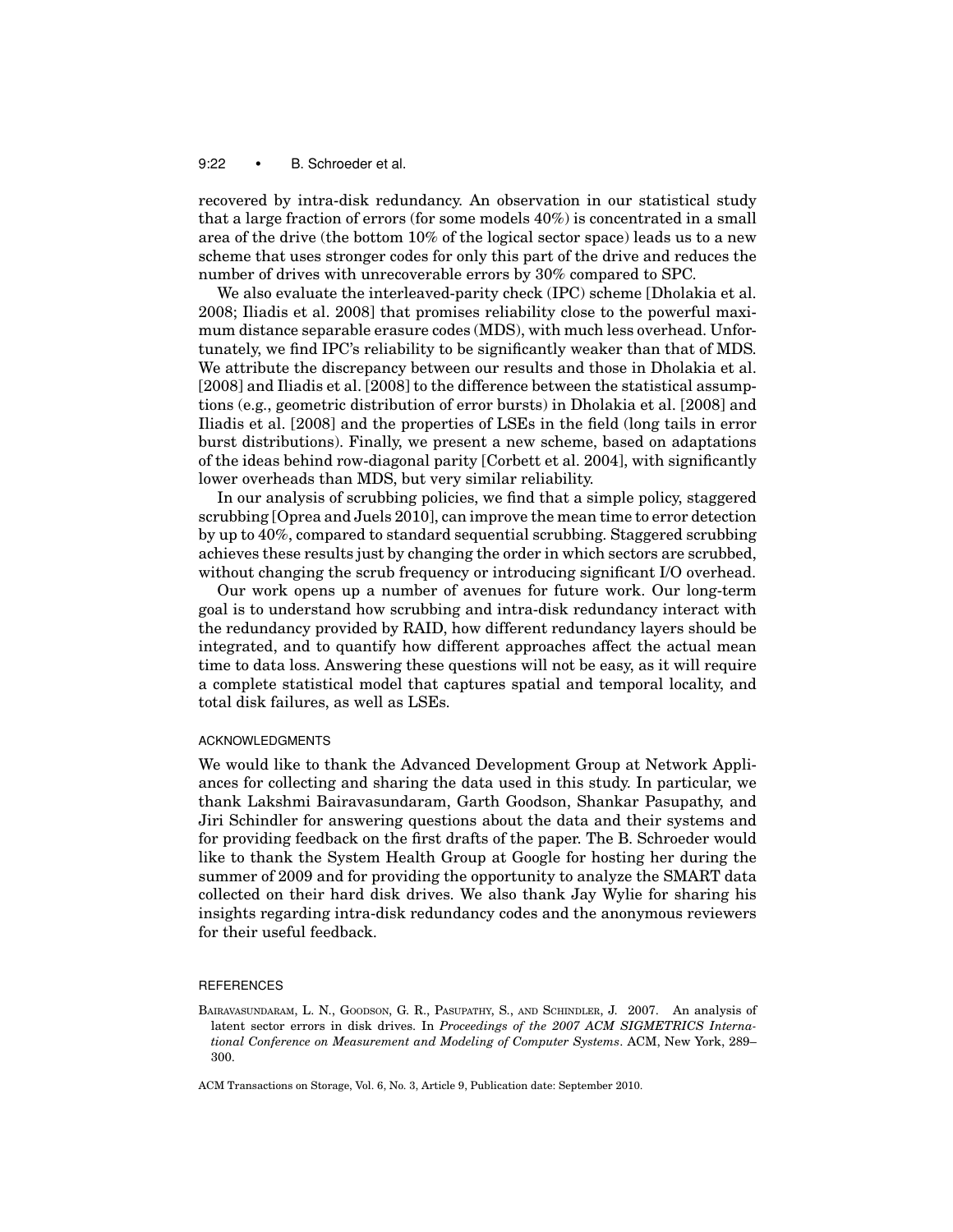recovered by intra-disk redundancy. An observation in our statistical study that a large fraction of errors (for some models 40%) is concentrated in a small area of the drive (the bottom 10% of the logical sector space) leads us to a new scheme that uses stronger codes for only this part of the drive and reduces the number of drives with unrecoverable errors by 30% compared to SPC.

We also evaluate the interleaved-parity check (IPC) scheme [Dholakia et al. 2008; Iliadis et al. 2008] that promises reliability close to the powerful maximum distance separable erasure codes (MDS), with much less overhead. Unfortunately, we find IPC's reliability to be significantly weaker than that of MDS. We attribute the discrepancy between our results and those in Dholakia et al. [2008] and Iliadis et al. [2008] to the difference between the statistical assumptions (e.g., geometric distribution of error bursts) in Dholakia et al. [2008] and Iliadis et al. [2008] and the properties of LSEs in the field (long tails in error burst distributions). Finally, we present a new scheme, based on adaptations of the ideas behind row-diagonal parity [Corbett et al. 2004], with significantly lower overheads than MDS, but very similar reliability.

In our analysis of scrubbing policies, we find that a simple policy, staggered scrubbing [Oprea and Juels 2010], can improve the mean time to error detection by up to 40%, compared to standard sequential scrubbing. Staggered scrubbing achieves these results just by changing the order in which sectors are scrubbed, without changing the scrub frequency or introducing significant I/O overhead.

Our work opens up a number of avenues for future work. Our long-term goal is to understand how scrubbing and intra-disk redundancy interact with the redundancy provided by RAID, how different redundancy layers should be integrated, and to quantify how different approaches affect the actual mean time to data loss. Answering these questions will not be easy, as it will require a complete statistical model that captures spatial and temporal locality, and total disk failures, as well as LSEs.

## ACKNOWLEDGMENTS

We would like to thank the Advanced Development Group at Network Appliances for collecting and sharing the data used in this study. In particular, we thank Lakshmi Bairavasundaram, Garth Goodson, Shankar Pasupathy, and Jiri Schindler for answering questions about the data and their systems and for providing feedback on the first drafts of the paper. The B. Schroeder would like to thank the System Health Group at Google for hosting her during the summer of 2009 and for providing the opportunity to analyze the SMART data collected on their hard disk drives. We also thank Jay Wylie for sharing his insights regarding intra-disk redundancy codes and the anonymous reviewers for their useful feedback.

## REFERENCES

Bairavasundaram, L. N., Goodson, G. R., Pasupathy, S., and Schindler, J. 2007. An analysis of latent sector errors in disk drives. In *Proceedings of the 2007 ACM SIGMETRICS International Conference on Measurement and Modeling of Computer Systems*. ACM, New York, 289–300.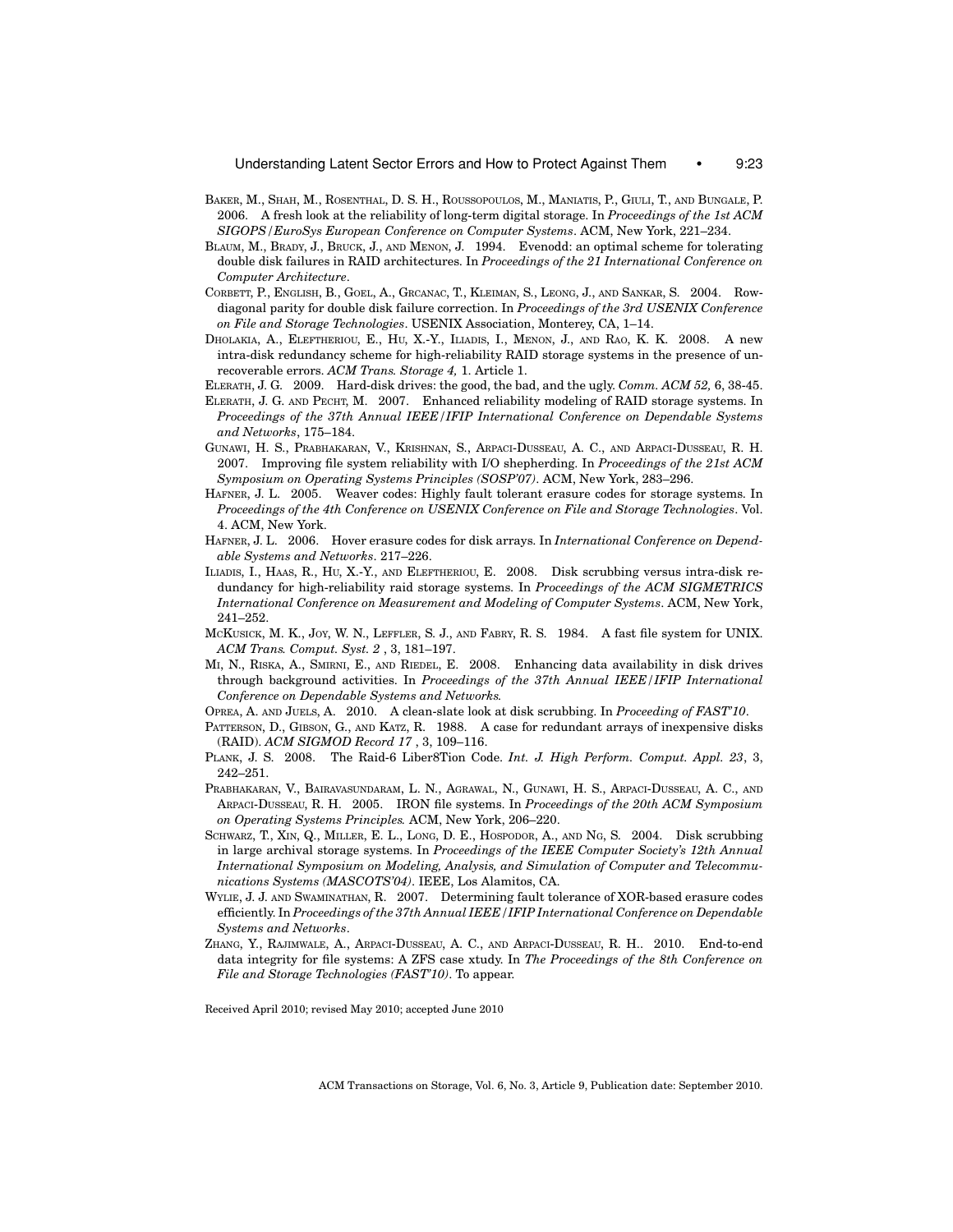BAKER, M., SHAH, M., ROSENTHAL, D. S. H., ROUSSOPOULOS, M., MANIATIS, P., GIULI, T., AND BUNGALE, P. 2006. A fresh look at the reliability of long-term digital storage. In *Proceedings of the 1st ACM SIGOPS/EuroSys European Conference on Computer Systems*. ACM, New York, 221–234.

BLAUM, M., BRADY, J., BRUCK, J., AND MENON, J. 1994. Evenodd: an optimal scheme for tolerating double disk failures in RAID architectures. In *Proceedings of the 21 International Conference on Computer Architecture*.

CORBETT, P., ENGLISH, B., GOEL, A., GRCANAC, T., KLEIMAN, S., LEONG, J., AND SANKAR, S. 2004. Row-diagonal parity for double disk failure correction. In *Proceedings of the 3rd USENIX Conference on File and Storage Technologies*. USENIX Association, Monterey, CA, 1–14.

DHOLAKIA, A., ELEFTHERIOU, E., HU, X.-Y., ILIADIS, I., MENON, J., AND RAO, K. K. 2008. A new intra-disk redundancy scheme for high-reliability RAID storage systems in the presence of unrecoverable errors. *ACM Trans. Storage 4,* 1. Article 1.

ELERATH, J. G. 2009. Hard-disk drives: the good, the bad, and the ugly. *Comm. ACM 52,* 6, 38-45.

ELERATH, J. G. AND PECHT, M. 2007. Enhanced reliability modeling of RAID storage systems. In *Proceedings of the 37th Annual IEEE/IFIP International Conference on Dependable Systems and Networks*, 175–184.

GUNAWI, H. S., PRABHAKARAN, V., KRISHNAN, S., ARPACI-DUSSEAU, A. C., AND ARPACI-DUSSEAU, R. H. 2007. Improving file system reliability with I/O shepherding. In *Proceedings of the 21st ACM Symposium on Operating Systems Principles (SOSP'07)*. ACM, New York, 283–296.

HAFNER, J. L. 2005. Weaver codes: Highly fault tolerant erasure codes for storage systems. In *Proceedings of the 4th Conference on USENIX Conference on File and Storage Technologies*. Vol. 4. ACM, New York.

HAFNER, J. L. 2006. Hover erasure codes for disk arrays. In *International Conference on Dependable Systems and Networks*. 217–226.

ILIADIS, I., HAAS, R., HU, X.-Y., AND ELEFTHERIOU, E. 2008. Disk scrubbing versus intra-disk redundancy for high-reliability raid storage systems. In *Proceedings of the ACM SIGMETRICS International Conference on Measurement and Modeling of Computer Systems*. ACM, New York, 241–252.

MCKUSICK, M. K., JOY, W. N., LEFFLER, S. J., AND FABRY, R. S. 1984. A fast file system for UNIX. *ACM Trans. Comput. Syst. 2* , 3, 181–197.

MI, N., RISKA, A., SMIRNI, E., AND RIEDEL, E. 2008. Enhancing data availability in disk drives through background activities. In *Proceedings of the 37th Annual IEEE/IFIP International Conference on Dependable Systems and Networks.*

OPREA, A. AND JUELS, A. 2010. A clean-slate look at disk scrubbing. In *Proceeding of FAST'10*.

PATTERSON, D., GIBSON, G., AND KATZ, R. 1988. A case for redundant arrays of inexpensive disks (RAID). *ACM SIGMOD Record 17* , 3, 109–116.

PLANK, J. S. 2008. The Raid-6 Liber8Tion Code. *Int. J. High Perform. Comput. Appl. 23*, 3, 242–251.

PRABHAKARAN, V., BAIRAVASUNDARAM, L. N., AGRAWAL, N., GUNAWI, H. S., ARPACI-DUSSEAU, A. C., AND ARPACI-DUSSEAU, R. H. 2005. IRON file systems. In *Proceedings of the 20th ACM Symposium on Operating Systems Principles.* ACM, New York, 206–220.

SCHWARZ, T., XIN, Q., MILLER, E. L., LONG, D. E., HOSPODOR, A., AND NG, S. 2004. Disk scrubbing in large archival storage systems. In *Proceedings of the IEEE Computer Society's 12th Annual International Symposium on Modeling, Analysis, and Simulation of Computer and Telecommunications Systems (MASCOTS'04)*. IEEE, Los Alamitos, CA.

WYLIE, J. J. AND SWAMINATHAN, R. 2007. Determining fault tolerance of XOR-based erasure codes efficiently. In *Proceedings of the 37th Annual IEEE/IFIP International Conference on Dependable Systems and Networks*.

ZHANG, Y., RAJIMWALE, A., ARPACI-DUSSEAU, A. C., AND ARPACI-DUSSEAU, R. H.. 2010. End-to-end data integrity for file systems: A ZFS case xtudy. In *The Proceedings of the 8th Conference on File and Storage Technologies (FAST'10)*. To appear.

Received April 2010; revised May 2010; accepted June 2010